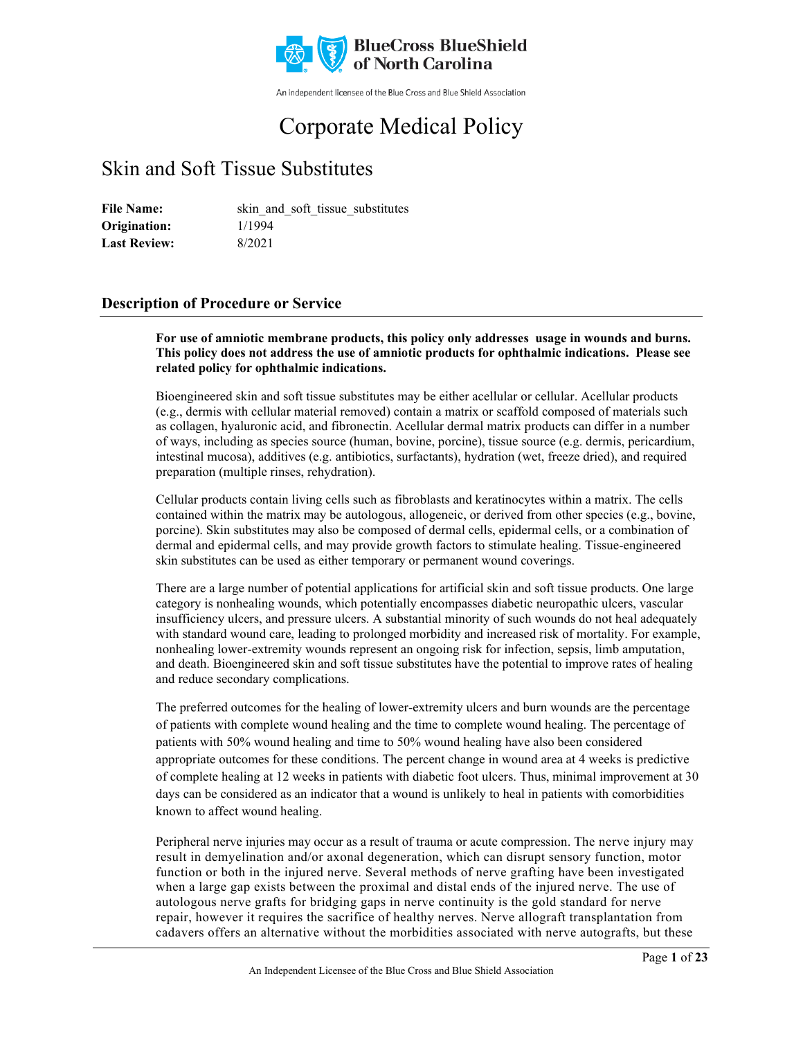BlueCross BlueShield of North Carolina

An independent licensee of the Blue Cross and Blue Shield Association

# Corporate Medical Policy

## Skin and Soft Tissue Substitutes

**File Name:** skin_and_soft_tissue_substitutes
**Origination:** 1/1994
**Last Review:** 8/2021

## Description of Procedure or Service

**For use of amniotic membrane products, this policy only addresses usage in wounds and burns. This policy does not address the use of amniotic products for ophthalmic indications. Please see related policy for ophthalmic indications.**

Bioengineered skin and soft tissue substitutes may be either acellular or cellular. Acellular products (e.g., dermis with cellular material removed) contain a matrix or scaffold composed of materials such as collagen, hyaluronic acid, and fibronectin. Acellular dermal matrix products can differ in a number of ways, including as species source (human, bovine, porcine), tissue source (e.g. dermis, pericardium, intestinal mucosa), additives (e.g. antibiotics, surfactants), hydration (wet, freeze dried), and required preparation (multiple rinses, rehydration).

Cellular products contain living cells such as fibroblasts and keratinocytes within a matrix. The cells contained within the matrix may be autologous, allogeneic, or derived from other species (e.g., bovine, porcine). Skin substitutes may also be composed of dermal cells, epidermal cells, or a combination of dermal and epidermal cells, and may provide growth factors to stimulate healing. Tissue-engineered skin substitutes can be used as either temporary or permanent wound coverings.

There are a large number of potential applications for artificial skin and soft tissue products. One large category is nonhealing wounds, which potentially encompasses diabetic neuropathic ulcers, vascular insufficiency ulcers, and pressure ulcers. A substantial minority of such wounds do not heal adequately with standard wound care, leading to prolonged morbidity and increased risk of mortality. For example, nonhealing lower-extremity wounds represent an ongoing risk for infection, sepsis, limb amputation, and death. Bioengineered skin and soft tissue substitutes have the potential to improve rates of healing and reduce secondary complications.

The preferred outcomes for the healing of lower-extremity ulcers and burn wounds are the percentage of patients with complete wound healing and the time to complete wound healing. The percentage of patients with 50% wound healing and time to 50% wound healing have also been considered appropriate outcomes for these conditions. The percent change in wound area at 4 weeks is predictive of complete healing at 12 weeks in patients with diabetic foot ulcers. Thus, minimal improvement at 30 days can be considered as an indicator that a wound is unlikely to heal in patients with comorbidities known to affect wound healing.

Peripheral nerve injuries may occur as a result of trauma or acute compression. The nerve injury may result in demyelination and/or axonal degeneration, which can disrupt sensory function, motor function or both in the injured nerve. Several methods of nerve grafting have been investigated when a large gap exists between the proximal and distal ends of the injured nerve. The use of autologous nerve grafts for bridging gaps in nerve continuity is the gold standard for nerve repair, however it requires the sacrifice of healthy nerves. Nerve allograft transplantation from cadavers offers an alternative without the morbidities associated with nerve autografts, but these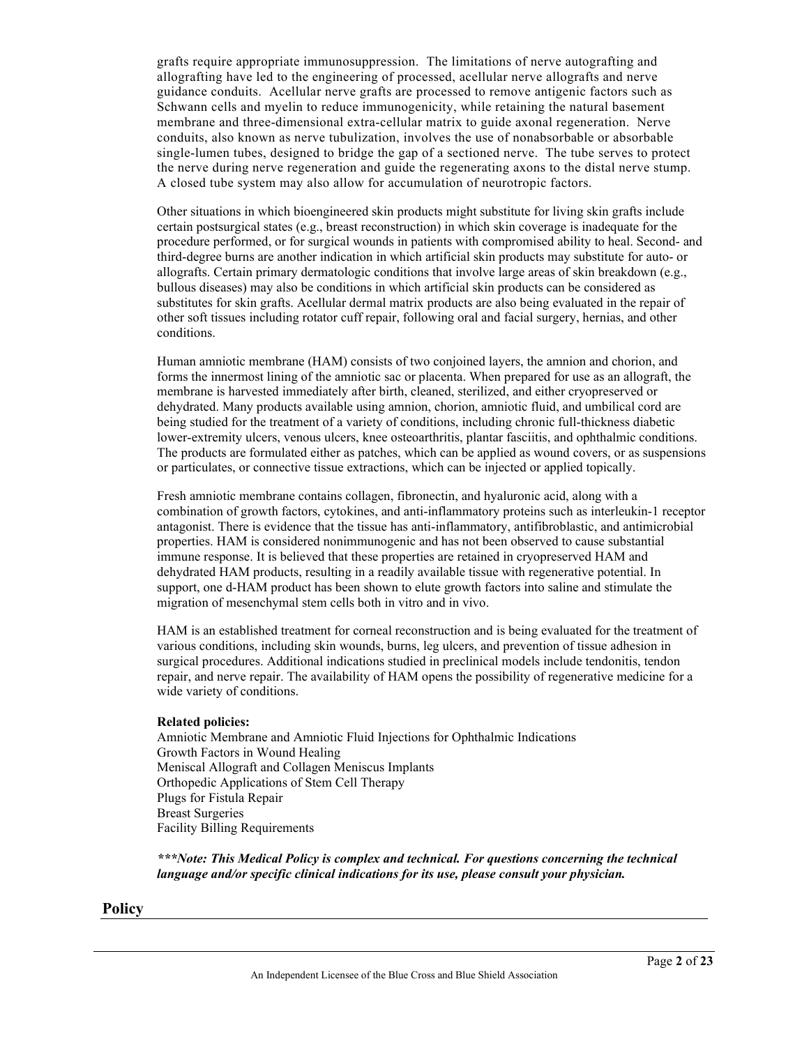grafts require appropriate immunosuppression. The limitations of nerve autografting and allografting have led to the engineering of processed, acellular nerve allografts and nerve guidance conduits. Acellular nerve grafts are processed to remove antigenic factors such as Schwann cells and myelin to reduce immunogenicity, while retaining the natural basement membrane and three-dimensional extra-cellular matrix to guide axonal regeneration. Nerve conduits, also known as nerve tubulization, involves the use of nonabsorbable or absorbable single-lumen tubes, designed to bridge the gap of a sectioned nerve. The tube serves to protect the nerve during nerve regeneration and guide the regenerating axons to the distal nerve stump. A closed tube system may also allow for accumulation of neurotropic factors.

Other situations in which bioengineered skin products might substitute for living skin grafts include certain postsurgical states (e.g., breast reconstruction) in which skin coverage is inadequate for the procedure performed, or for surgical wounds in patients with compromised ability to heal. Second- and third-degree burns are another indication in which artificial skin products may substitute for auto- or allografts. Certain primary dermatologic conditions that involve large areas of skin breakdown (e.g., bullous diseases) may also be conditions in which artificial skin products can be considered as substitutes for skin grafts. Acellular dermal matrix products are also being evaluated in the repair of other soft tissues including rotator cuff repair, following oral and facial surgery, hernias, and other conditions.

Human amniotic membrane (HAM) consists of two conjoined layers, the amnion and chorion, and forms the innermost lining of the amniotic sac or placenta. When prepared for use as an allograft, the membrane is harvested immediately after birth, cleaned, sterilized, and either cryopreserved or dehydrated. Many products available using amnion, chorion, amniotic fluid, and umbilical cord are being studied for the treatment of a variety of conditions, including chronic full-thickness diabetic lower-extremity ulcers, venous ulcers, knee osteoarthritis, plantar fasciitis, and ophthalmic conditions. The products are formulated either as patches, which can be applied as wound covers, or as suspensions or particulates, or connective tissue extractions, which can be injected or applied topically.

Fresh amniotic membrane contains collagen, fibronectin, and hyaluronic acid, along with a combination of growth factors, cytokines, and anti-inflammatory proteins such as interleukin-1 receptor antagonist. There is evidence that the tissue has anti-inflammatory, antifibroblastic, and antimicrobial properties. HAM is considered nonimmunogenic and has not been observed to cause substantial immune response. It is believed that these properties are retained in cryopreserved HAM and dehydrated HAM products, resulting in a readily available tissue with regenerative potential. In support, one d-HAM product has been shown to elute growth factors into saline and stimulate the migration of mesenchymal stem cells both in vitro and in vivo.

HAM is an established treatment for corneal reconstruction and is being evaluated for the treatment of various conditions, including skin wounds, burns, leg ulcers, and prevention of tissue adhesion in surgical procedures. Additional indications studied in preclinical models include tendonitis, tendon repair, and nerve repair. The availability of HAM opens the possibility of regenerative medicine for a wide variety of conditions.

**Related policies:**
Amniotic Membrane and Amniotic Fluid Injections for Ophthalmic Indications
Growth Factors in Wound Healing
Meniscal Allograft and Collagen Meniscus Implants
Orthopedic Applications of Stem Cell Therapy
Plugs for Fistula Repair
Breast Surgeries
Facility Billing Requirements

***\*\*\*Note: This Medical Policy is complex and technical. For questions concerning the technical language and/or specific clinical indications for its use, please consult your physician.***

## Policy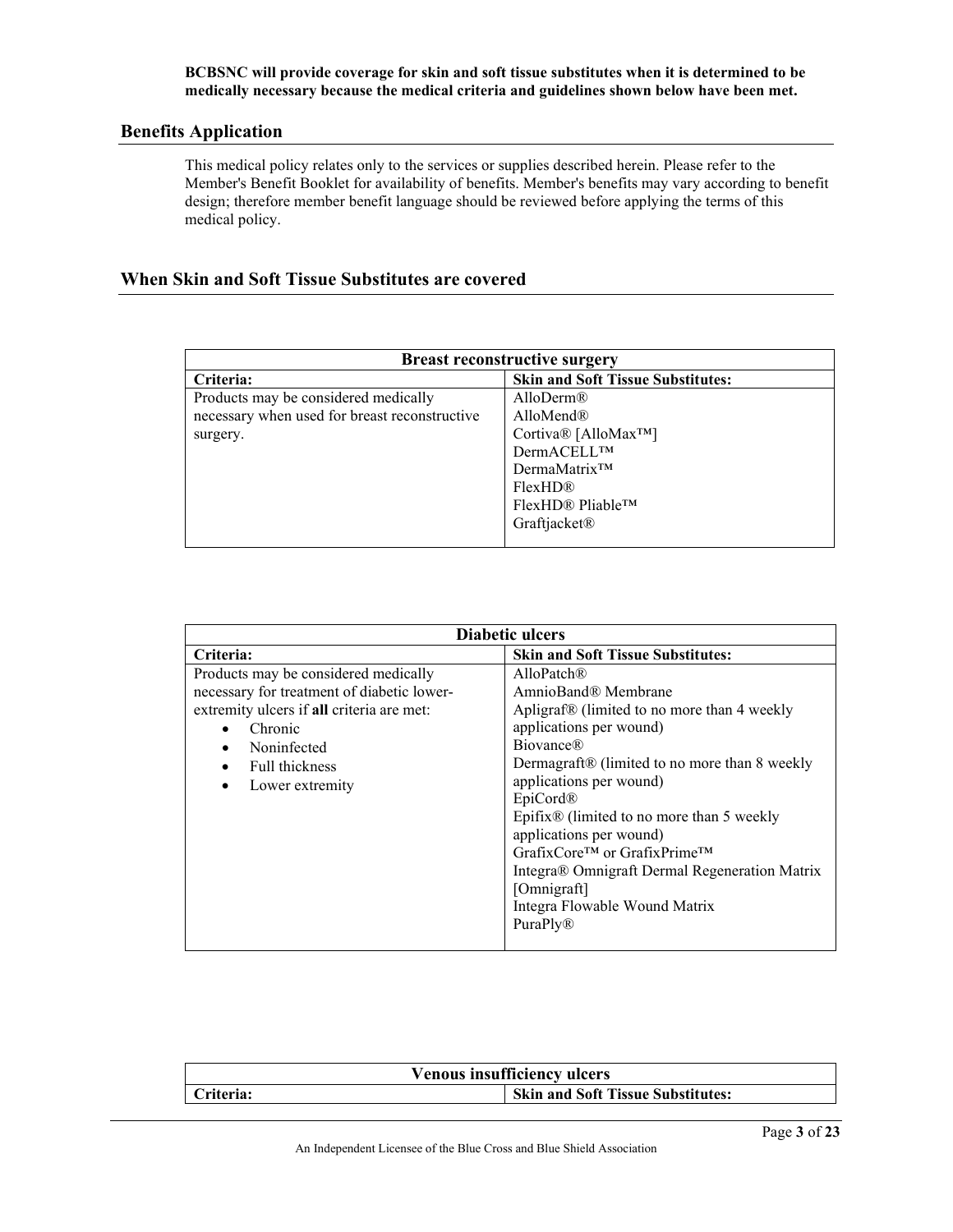**BCBSNC will provide coverage for skin and soft tissue substitutes when it is determined to be medically necessary because the medical criteria and guidelines shown below have been met.**

## Benefits Application

This medical policy relates only to the services or supplies described herein. Please refer to the Member's Benefit Booklet for availability of benefits. Member's benefits may vary according to benefit design; therefore member benefit language should be reviewed before applying the terms of this medical policy.

## When Skin and Soft Tissue Substitutes are covered

| **Breast reconstructive surgery** | |
|---|---|
| **Criteria:** | **Skin and Soft Tissue Substitutes:** |
| Products may be considered medically necessary when used for breast reconstructive surgery. | AlloDerm®<br>AlloMend®<br>Cortiva® [AlloMax™]<br>DermACELL™<br>DermaMatrix™<br>FlexHD®<br>FlexHD® Pliable™<br>Graftjacket® |

| **Diabetic ulcers** | |
|---|---|
| **Criteria:** | **Skin and Soft Tissue Substitutes:** |
| Products may be considered medically necessary for treatment of diabetic lower-extremity ulcers if **all** criteria are met:<br>• Chronic<br>• Noninfected<br>• Full thickness<br>• Lower extremity | AlloPatch®<br>AmnioBand® Membrane<br>Apligraf® (limited to no more than 4 weekly applications per wound)<br>Biovance®<br>Dermagraft® (limited to no more than 8 weekly applications per wound)<br>EpiCord®<br>Epifix® (limited to no more than 5 weekly applications per wound)<br>GrafixCore™ or GrafixPrime™<br>Integra® Omnigraft Dermal Regeneration Matrix [Omnigraft]<br>Integra Flowable Wound Matrix<br>PuraPly® |

| **Venous insufficiency ulcers** | |
|---|---|
| **Criteria:** | **Skin and Soft Tissue Substitutes:** |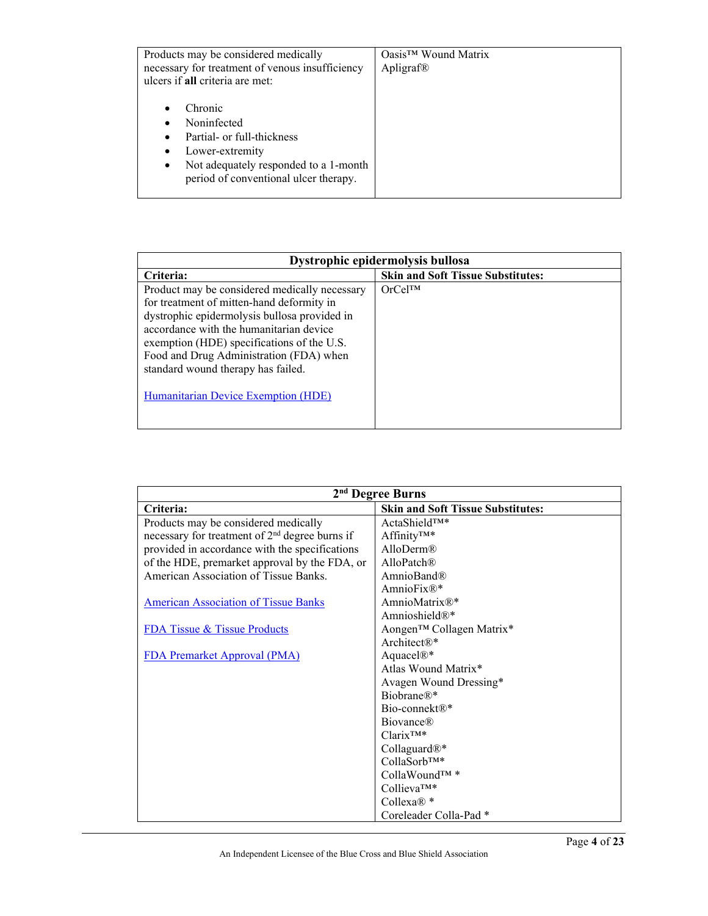| | |
|---|---|
| Products may be considered medically necessary for treatment of venous insufficiency ulcers if **all** criteria are met:<br><br>• Chronic<br>• Noninfected<br>• Partial- or full-thickness<br>• Lower-extremity<br>• Not adequately responded to a 1-month period of conventional ulcer therapy. | Oasis™ Wound Matrix<br>Apligraf® |

| **Dystrophic epidermolysis bullosa** | |
|---|---|
| **Criteria:** | **Skin and Soft Tissue Substitutes:** |
| Product may be considered medically necessary for treatment of mitten-hand deformity in dystrophic epidermolysis bullosa provided in accordance with the humanitarian device exemption (HDE) specifications of the U.S. Food and Drug Administration (FDA) when standard wound therapy has failed.<br><br>[Humanitarian Device Exemption (HDE)]() | OrCel™ |

| **2nd Degree Burns** | |
|---|---|
| **Criteria:** | **Skin and Soft Tissue Substitutes:** |
| Products may be considered medically necessary for treatment of 2nd degree burns if provided in accordance with the specifications of the HDE, premarket approval by the FDA, or American Association of Tissue Banks.<br><br>[American Association of Tissue Banks]()<br><br>[FDA Tissue & Tissue Products]()<br><br>[FDA Premarket Approval (PMA)]() | ActaShield™*<br>Affinity™*<br>AlloDerm®<br>AlloPatch®<br>AmnioBand®<br>AmnioFix®*<br>AmnioMatrix®*<br>Amnioshield®*<br>Aongen™ Collagen Matrix*<br>Architect®*<br>Aquacel®*<br>Atlas Wound Matrix*<br>Avagen Wound Dressing*<br>Biobrane®*<br>Bio-connekt®*<br>Biovance®<br>Clarix™*<br>Collaguard®*<br>CollaSorb™*<br>CollaWound™ *<br>Collieva™*<br>Collexa® *<br>Coreleader Colla-Pad * |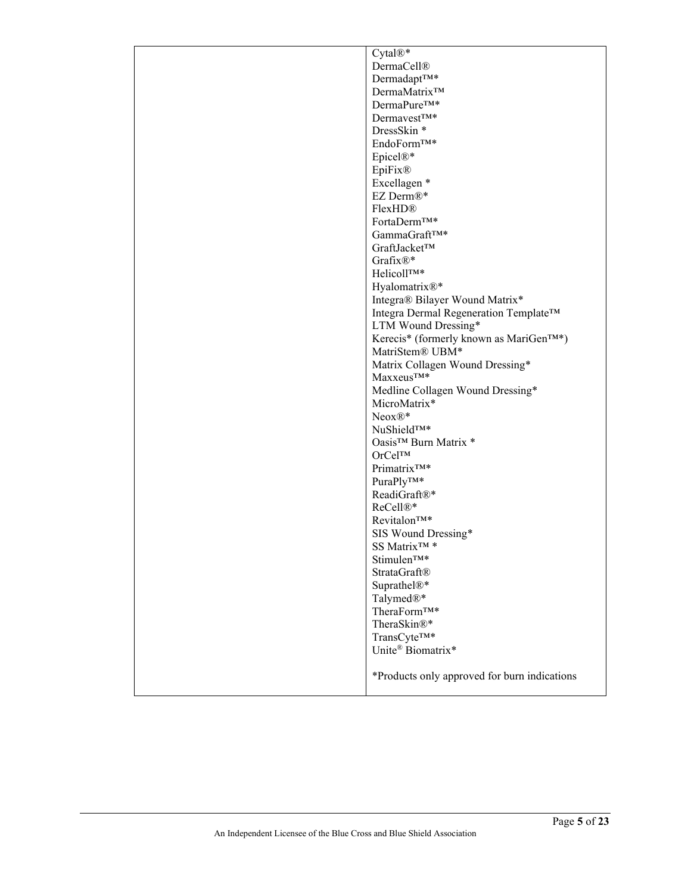| | |
|---|---|
| | Cytal®*<br>DermaCell®<br>Dermadapt™*<br>DermaMatrix™<br>DermaPure™*<br>Dermavest™*<br>DressSkin *<br>EndoForm™*<br>Epicel®*<br>EpiFix®<br>Excellagen *<br>EZ Derm®*<br>FlexHD®<br>FortaDerm™*<br>GammaGraft™*<br>GraftJacket™<br>Grafix®*<br>Helicoll™*<br>Hyalomatrix®*<br>Integra® Bilayer Wound Matrix*<br>Integra Dermal Regeneration Template™<br>LTM Wound Dressing*<br>Kerecis* (formerly known as MariGen™*)<br>MatriStem® UBM*<br>Matrix Collagen Wound Dressing*<br>Maxxeus™*<br>Medline Collagen Wound Dressing*<br>MicroMatrix*<br>Neox®*<br>NuShield™*<br>Oasis™ Burn Matrix *<br>OrCel™<br>Primatrix™*<br>PuraPly™*<br>ReadiGraft®*<br>ReCell®*<br>Revitalon™*<br>SIS Wound Dressing*<br>SS Matrix™ *<br>Stimulen™*<br>StrataGraft®<br>Suprathel®*<br>Talymed®*<br>TheraForm™*<br>TheraSkin®*<br>TransCyte™*<br>Unite® Biomatrix*<br><br>*Products only approved for burn indications |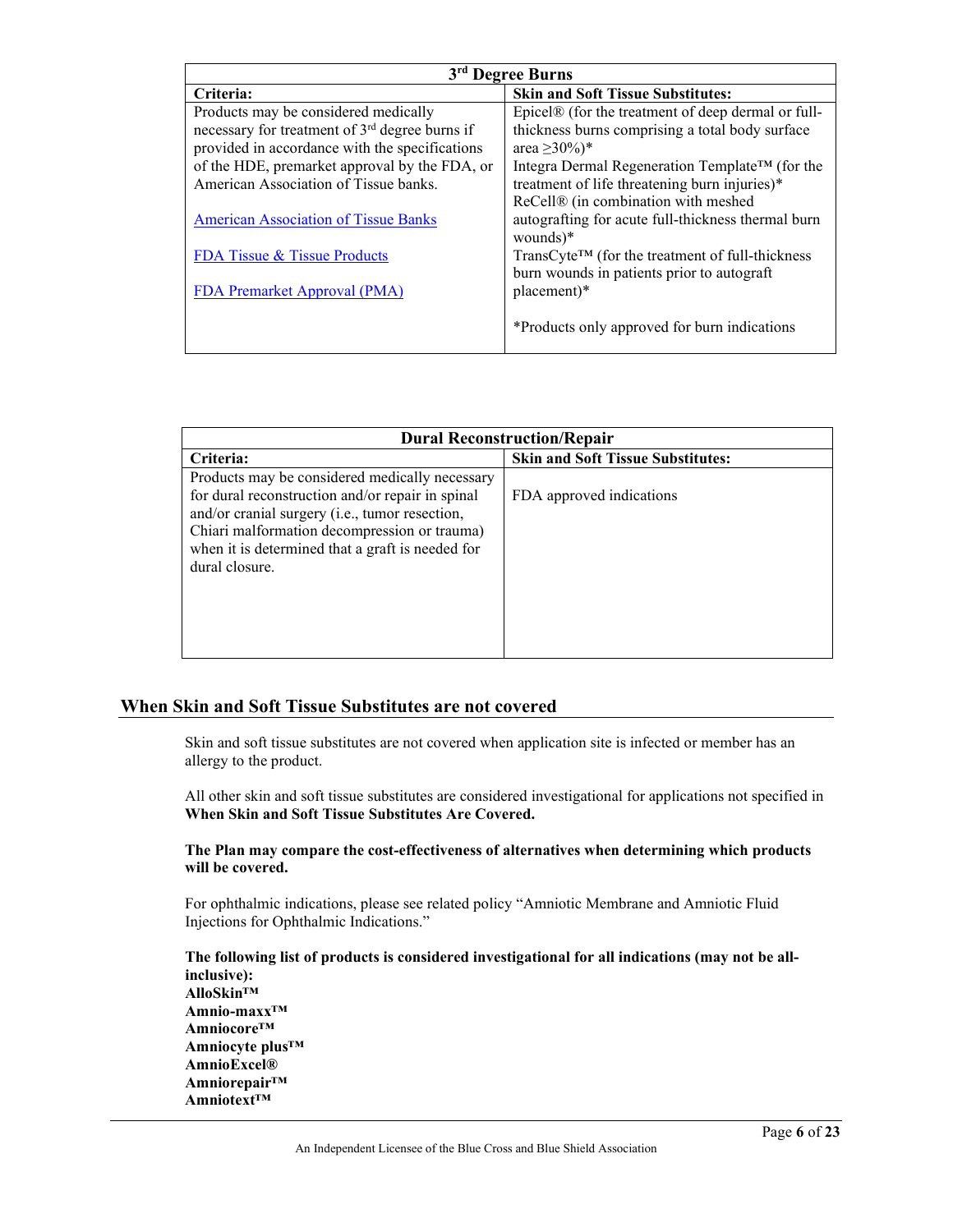| 3rd Degree Burns | |
|---|---|
| **Criteria:** | **Skin and Soft Tissue Substitutes:** |
| Products may be considered medically necessary for treatment of 3rd degree burns if provided in accordance with the specifications of the HDE, premarket approval by the FDA, or American Association of Tissue banks.<br><br>[American Association of Tissue Banks](#)<br><br>[FDA Tissue & Tissue Products](#)<br><br>[FDA Premarket Approval (PMA)](#) | Epicel® (for the treatment of deep dermal or full-thickness burns comprising a total body surface area ≥30%)*<br>Integra Dermal Regeneration Template™ (for the treatment of life threatening burn injuries)*<br>ReCell® (in combination with meshed autografting for acute full-thickness thermal burn wounds)*<br>TransCyte™ (for the treatment of full-thickness burn wounds in patients prior to autograft placement)*<br><br>*Products only approved for burn indications |

| Dural Reconstruction/Repair | |
|---|---|
| **Criteria:** | **Skin and Soft Tissue Substitutes:** |
| Products may be considered medically necessary for dural reconstruction and/or repair in spinal and/or cranial surgery (i.e., tumor resection, Chiari malformation decompression or trauma) when it is determined that a graft is needed for dural closure. | FDA approved indications |

## When Skin and Soft Tissue Substitutes are not covered

Skin and soft tissue substitutes are not covered when application site is infected or member has an allergy to the product.

All other skin and soft tissue substitutes are considered investigational for applications not specified in **When Skin and Soft Tissue Substitutes Are Covered.**

**The Plan may compare the cost-effectiveness of alternatives when determining which products will be covered.**

For ophthalmic indications, please see related policy "Amniotic Membrane and Amniotic Fluid Injections for Ophthalmic Indications."

**The following list of products is considered investigational for all indications (may not be all-inclusive):**
**AlloSkin™**
**Amnio-maxx™**
**Amniocore™**
**Amniocyte plus™**
**AmnioExcel®**
**Amniorepair™**
**Amniotext™**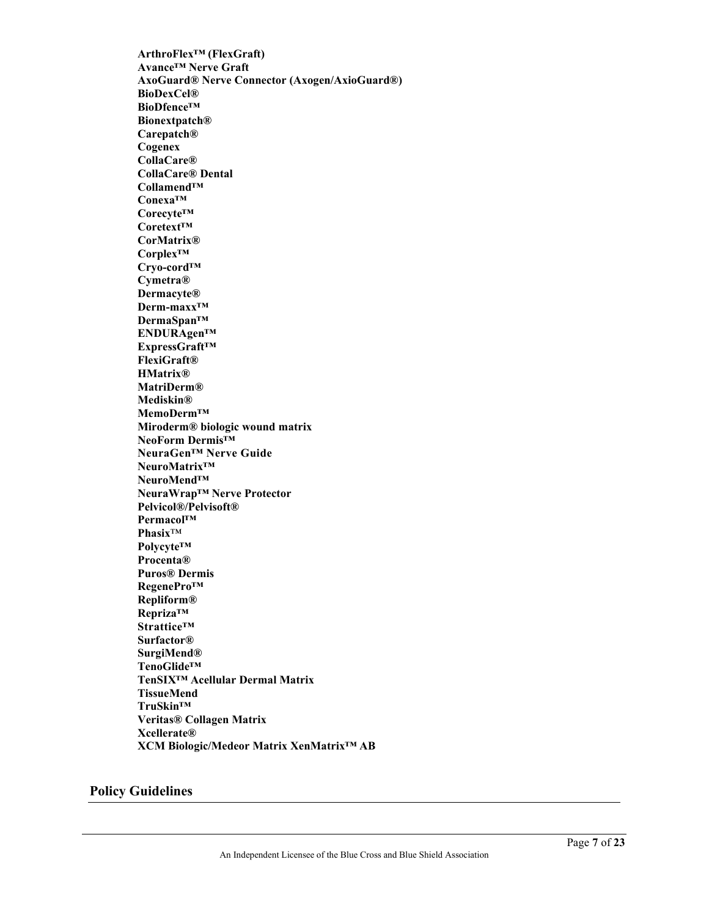**ArthroFlex™ (FlexGraft)**
**Avance™ Nerve Graft**
**AxoGuard® Nerve Connector (Axogen/AxioGuard®)**
**BioDexCel®**
**BioDfence™**
**Bionextpatch®**
**Carepatch®**
**Cogenex**
**CollaCare®**
**CollaCare® Dental**
**Collamend™**
**Conexa™**
**Corecyte™**
**Coretext™**
**CorMatrix®**
**Corplex™**
**Cryo-cord™**
**Cymetra®**
**Dermacyte®**
**Derm-maxx™**
**DermaSpan™**
**ENDURAgen™**
**ExpressGraft™**
**FlexiGraft®**
**HMatrix®**
**MatriDerm®**
**Mediskin®**
**MemoDerm™**
**Miroderm® biologic wound matrix**
**NeoForm Dermis™**
**NeuraGen™ Nerve Guide**
**NeuroMatrix™**
**NeuroMend™**
**NeuraWrap™ Nerve Protector**
**Pelvicol®/Pelvisoft®**
**Permacol™**
**Phasix™**
**Polycyte™**
**Procenta®**
**Puros® Dermis**
**RegenePro™**
**Repliform®**
**Repriza™**
**Strattice™**
**Surfactor®**
**SurgiMend®**
**TenoGlide™**
**TenSIX™ Acellular Dermal Matrix**
**TissueMend**
**TruSkin™**
**Veritas® Collagen Matrix**
**Xcellerate®**
**XCM Biologic/Medeor Matrix XenMatrix™ AB**

## Policy Guidelines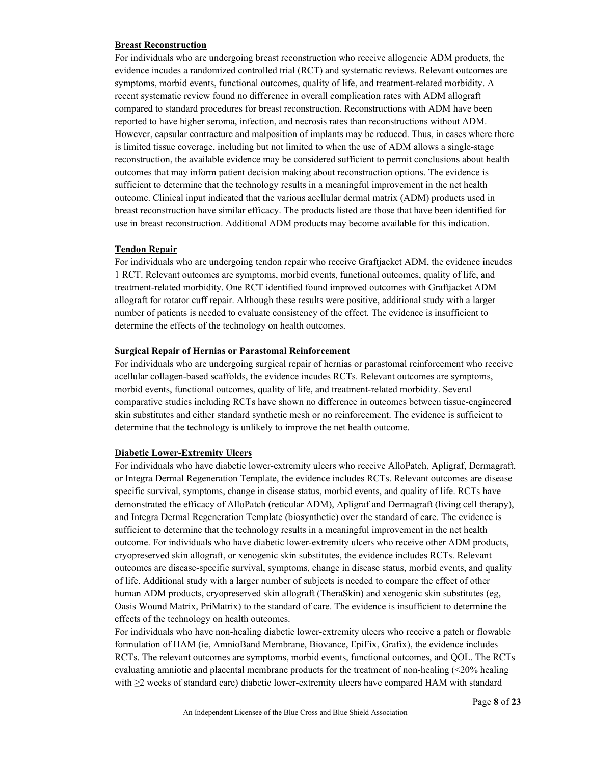**Breast Reconstruction**

For individuals who are undergoing breast reconstruction who receive allogeneic ADM products, the evidence incudes a randomized controlled trial (RCT) and systematic reviews. Relevant outcomes are symptoms, morbid events, functional outcomes, quality of life, and treatment-related morbidity. A recent systematic review found no difference in overall complication rates with ADM allograft compared to standard procedures for breast reconstruction. Reconstructions with ADM have been reported to have higher seroma, infection, and necrosis rates than reconstructions without ADM. However, capsular contracture and malposition of implants may be reduced. Thus, in cases where there is limited tissue coverage, including but not limited to when the use of ADM allows a single-stage reconstruction, the available evidence may be considered sufficient to permit conclusions about health outcomes that may inform patient decision making about reconstruction options. The evidence is sufficient to determine that the technology results in a meaningful improvement in the net health outcome. Clinical input indicated that the various acellular dermal matrix (ADM) products used in breast reconstruction have similar efficacy. The products listed are those that have been identified for use in breast reconstruction. Additional ADM products may become available for this indication.

**Tendon Repair**

For individuals who are undergoing tendon repair who receive Graftjacket ADM, the evidence incudes 1 RCT. Relevant outcomes are symptoms, morbid events, functional outcomes, quality of life, and treatment-related morbidity. One RCT identified found improved outcomes with Graftjacket ADM allograft for rotator cuff repair. Although these results were positive, additional study with a larger number of patients is needed to evaluate consistency of the effect. The evidence is insufficient to determine the effects of the technology on health outcomes.

**Surgical Repair of Hernias or Parastomal Reinforcement**

For individuals who are undergoing surgical repair of hernias or parastomal reinforcement who receive acellular collagen-based scaffolds, the evidence incudes RCTs. Relevant outcomes are symptoms, morbid events, functional outcomes, quality of life, and treatment-related morbidity. Several comparative studies including RCTs have shown no difference in outcomes between tissue-engineered skin substitutes and either standard synthetic mesh or no reinforcement. The evidence is sufficient to determine that the technology is unlikely to improve the net health outcome.

**Diabetic Lower-Extremity Ulcers**

For individuals who have diabetic lower-extremity ulcers who receive AlloPatch, Apligraf, Dermagraft, or Integra Dermal Regeneration Template, the evidence includes RCTs. Relevant outcomes are disease specific survival, symptoms, change in disease status, morbid events, and quality of life. RCTs have demonstrated the efficacy of AlloPatch (reticular ADM), Apligraf and Dermagraft (living cell therapy), and Integra Dermal Regeneration Template (biosynthetic) over the standard of care. The evidence is sufficient to determine that the technology results in a meaningful improvement in the net health outcome. For individuals who have diabetic lower-extremity ulcers who receive other ADM products, cryopreserved skin allograft, or xenogenic skin substitutes, the evidence includes RCTs. Relevant outcomes are disease-specific survival, symptoms, change in disease status, morbid events, and quality of life. Additional study with a larger number of subjects is needed to compare the effect of other human ADM products, cryopreserved skin allograft (TheraSkin) and xenogenic skin substitutes (eg, Oasis Wound Matrix, PriMatrix) to the standard of care. The evidence is insufficient to determine the effects of the technology on health outcomes.

For individuals who have non-healing diabetic lower-extremity ulcers who receive a patch or flowable formulation of HAM (ie, AmnioBand Membrane, Biovance, EpiFix, Grafix), the evidence includes RCTs. The relevant outcomes are symptoms, morbid events, functional outcomes, and QOL. The RCTs evaluating amniotic and placental membrane products for the treatment of non-healing (<20% healing with ≥2 weeks of standard care) diabetic lower-extremity ulcers have compared HAM with standard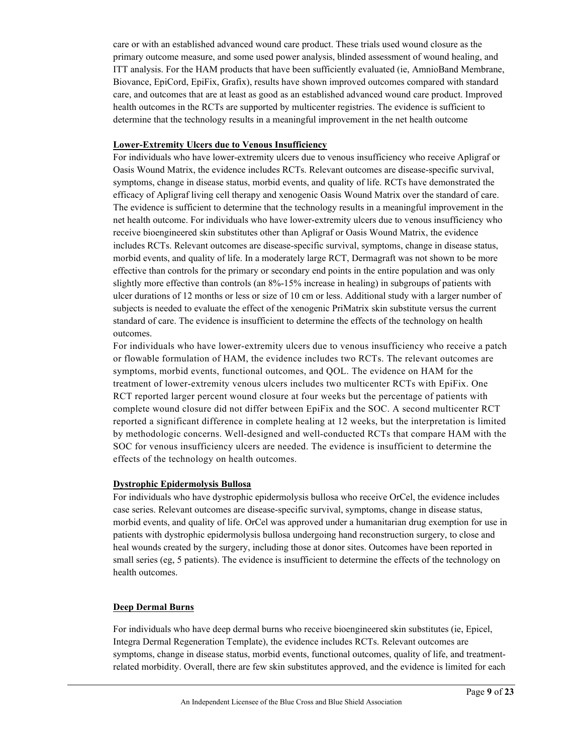care or with an established advanced wound care product. These trials used wound closure as the primary outcome measure, and some used power analysis, blinded assessment of wound healing, and ITT analysis. For the HAM products that have been sufficiently evaluated (ie, AmnioBand Membrane, Biovance, EpiCord, EpiFix, Grafix), results have shown improved outcomes compared with standard care, and outcomes that are at least as good as an established advanced wound care product. Improved health outcomes in the RCTs are supported by multicenter registries. The evidence is sufficient to determine that the technology results in a meaningful improvement in the net health outcome

**Lower-Extremity Ulcers due to Venous Insufficiency**

For individuals who have lower-extremity ulcers due to venous insufficiency who receive Apligraf or Oasis Wound Matrix, the evidence includes RCTs. Relevant outcomes are disease-specific survival, symptoms, change in disease status, morbid events, and quality of life. RCTs have demonstrated the efficacy of Apligraf living cell therapy and xenogenic Oasis Wound Matrix over the standard of care. The evidence is sufficient to determine that the technology results in a meaningful improvement in the net health outcome. For individuals who have lower-extremity ulcers due to venous insufficiency who receive bioengineered skin substitutes other than Apligraf or Oasis Wound Matrix, the evidence includes RCTs. Relevant outcomes are disease-specific survival, symptoms, change in disease status, morbid events, and quality of life. In a moderately large RCT, Dermagraft was not shown to be more effective than controls for the primary or secondary end points in the entire population and was only slightly more effective than controls (an 8%-15% increase in healing) in subgroups of patients with ulcer durations of 12 months or less or size of 10 cm or less. Additional study with a larger number of subjects is needed to evaluate the effect of the xenogenic PriMatrix skin substitute versus the current standard of care. The evidence is insufficient to determine the effects of the technology on health outcomes.

For individuals who have lower-extremity ulcers due to venous insufficiency who receive a patch or flowable formulation of HAM, the evidence includes two RCTs. The relevant outcomes are symptoms, morbid events, functional outcomes, and QOL. The evidence on HAM for the treatment of lower-extremity venous ulcers includes two multicenter RCTs with EpiFix. One RCT reported larger percent wound closure at four weeks but the percentage of patients with complete wound closure did not differ between EpiFix and the SOC. A second multicenter RCT reported a significant difference in complete healing at 12 weeks, but the interpretation is limited by methodologic concerns. Well-designed and well-conducted RCTs that compare HAM with the SOC for venous insufficiency ulcers are needed. The evidence is insufficient to determine the effects of the technology on health outcomes.

**Dystrophic Epidermolysis Bullosa**

For individuals who have dystrophic epidermolysis bullosa who receive OrCel, the evidence includes case series. Relevant outcomes are disease-specific survival, symptoms, change in disease status, morbid events, and quality of life. OrCel was approved under a humanitarian drug exemption for use in patients with dystrophic epidermolysis bullosa undergoing hand reconstruction surgery, to close and heal wounds created by the surgery, including those at donor sites. Outcomes have been reported in small series (eg, 5 patients). The evidence is insufficient to determine the effects of the technology on health outcomes.

**Deep Dermal Burns**

For individuals who have deep dermal burns who receive bioengineered skin substitutes (ie, Epicel, Integra Dermal Regeneration Template), the evidence includes RCTs. Relevant outcomes are symptoms, change in disease status, morbid events, functional outcomes, quality of life, and treatment-related morbidity. Overall, there are few skin substitutes approved, and the evidence is limited for each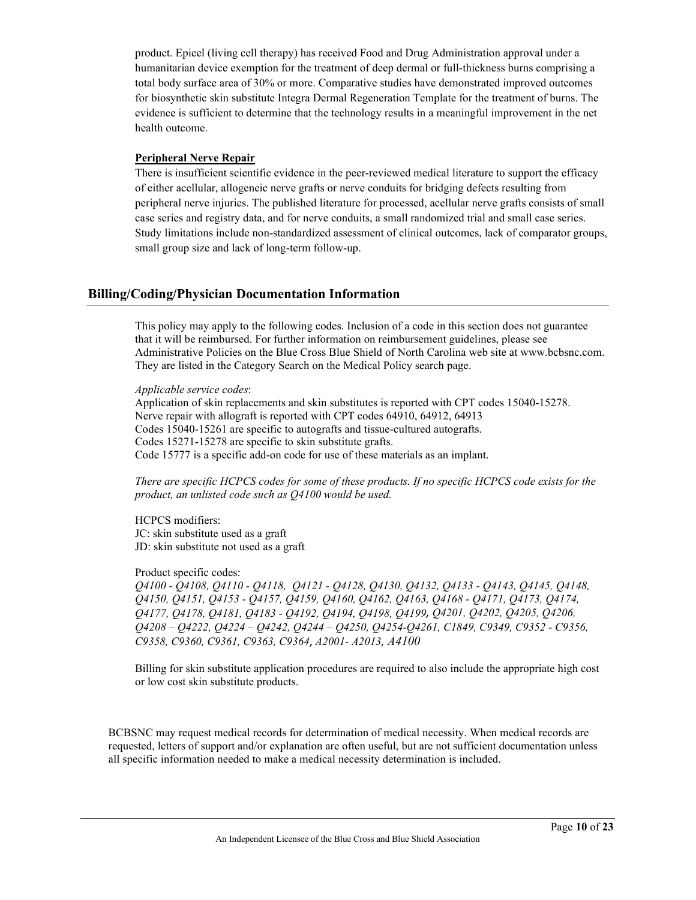product. Epicel (living cell therapy) has received Food and Drug Administration approval under a humanitarian device exemption for the treatment of deep dermal or full-thickness burns comprising a total body surface area of 30% or more. Comparative studies have demonstrated improved outcomes for biosynthetic skin substitute Integra Dermal Regeneration Template for the treatment of burns. The evidence is sufficient to determine that the technology results in a meaningful improvement in the net health outcome.

**Peripheral Nerve Repair**

There is insufficient scientific evidence in the peer-reviewed medical literature to support the efficacy of either acellular, allogeneic nerve grafts or nerve conduits for bridging defects resulting from peripheral nerve injuries. The published literature for processed, acellular nerve grafts consists of small case series and registry data, and for nerve conduits, a small randomized trial and small case series. Study limitations include non-standardized assessment of clinical outcomes, lack of comparator groups, small group size and lack of long-term follow-up.

## Billing/Coding/Physician Documentation Information

This policy may apply to the following codes. Inclusion of a code in this section does not guarantee that it will be reimbursed. For further information on reimbursement guidelines, please see Administrative Policies on the Blue Cross Blue Shield of North Carolina web site at www.bcbsnc.com. They are listed in the Category Search on the Medical Policy search page.

*Applicable service codes*:

Application of skin replacements and skin substitutes is reported with CPT codes 15040-15278.
Nerve repair with allograft is reported with CPT codes 64910, 64912, 64913
Codes 15040-15261 are specific to autografts and tissue-cultured autografts.
Codes 15271-15278 are specific to skin substitute grafts.
Code 15777 is a specific add-on code for use of these materials as an implant.

*There are specific HCPCS codes for some of these products. If no specific HCPCS code exists for the product, an unlisted code such as Q4100 would be used.*

HCPCS modifiers:
JC: skin substitute used as a graft
JD: skin substitute not used as a graft

Product specific codes:
*Q4100 - Q4108, Q4110 - Q4118, Q4121 - Q4128, Q4130, Q4132, Q4133 - Q4143, Q4145, Q4148, Q4150, Q4151, Q4153 - Q4157, Q4159, Q4160, Q4162, Q4163, Q4168 - Q4171, Q4173, Q4174, Q4177, Q4178, Q4181, Q4183 - Q4192, Q4194, Q4198, Q4199, Q4201, Q4202, Q4205, Q4206, Q4208 – Q4222, Q4224 – Q4242, Q4244 – Q4250, Q4254-Q4261, C1849, C9349, C9352 - C9356, C9358, C9360, C9361, C9363, C9364, A2001- A2013, A4100*

Billing for skin substitute application procedures are required to also include the appropriate high cost or low cost skin substitute products.

BCBSNC may request medical records for determination of medical necessity. When medical records are requested, letters of support and/or explanation are often useful, but are not sufficient documentation unless all specific information needed to make a medical necessity determination is included.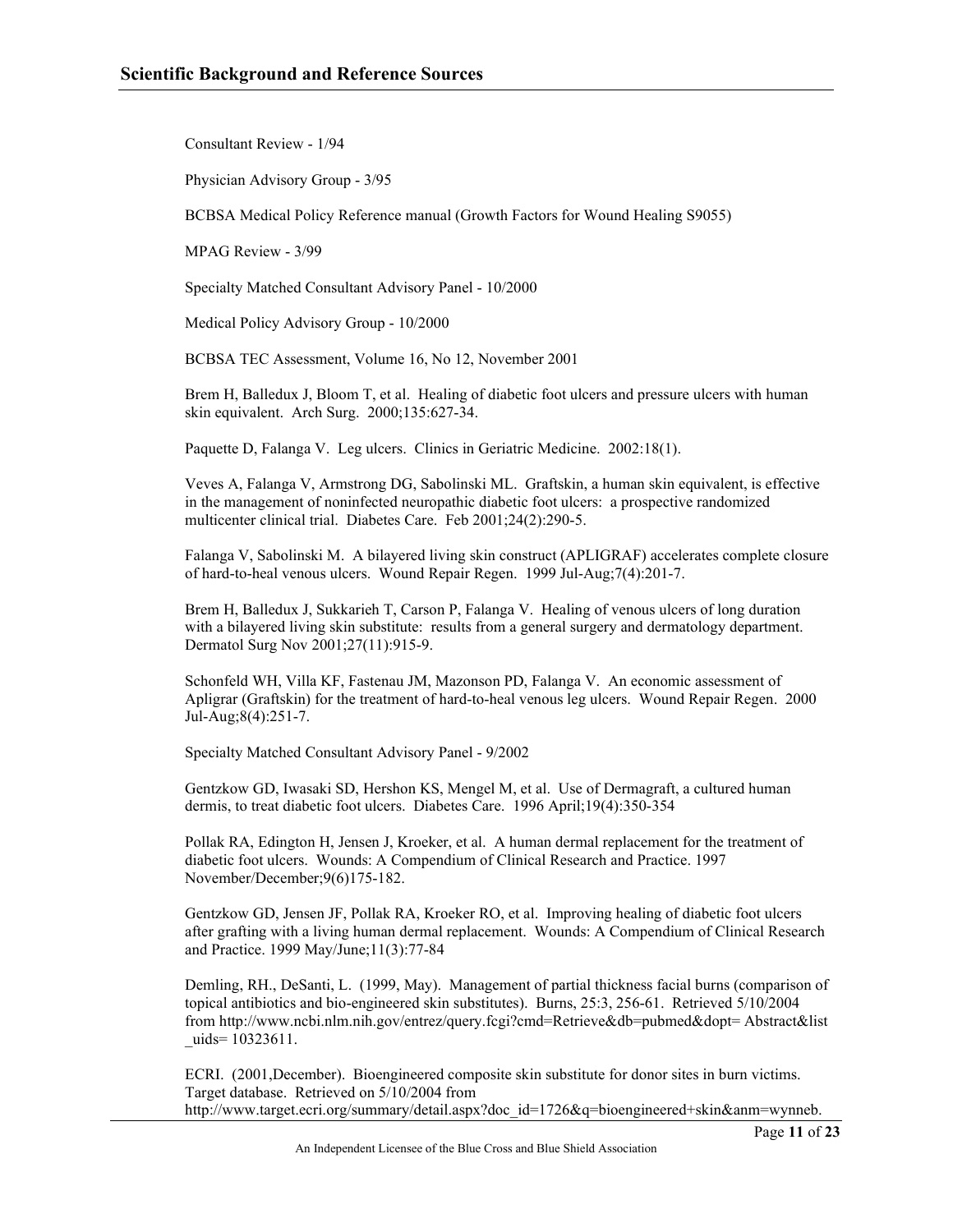## Scientific Background and Reference Sources

Consultant Review - 1/94

Physician Advisory Group - 3/95

BCBSA Medical Policy Reference manual (Growth Factors for Wound Healing S9055)

MPAG Review - 3/99

Specialty Matched Consultant Advisory Panel - 10/2000

Medical Policy Advisory Group - 10/2000

BCBSA TEC Assessment, Volume 16, No 12, November 2001

Brem H, Balledux J, Bloom T, et al. Healing of diabetic foot ulcers and pressure ulcers with human skin equivalent. Arch Surg. 2000;135:627-34.

Paquette D, Falanga V. Leg ulcers. Clinics in Geriatric Medicine. 2002:18(1).

Veves A, Falanga V, Armstrong DG, Sabolinski ML. Graftskin, a human skin equivalent, is effective in the management of noninfected neuropathic diabetic foot ulcers: a prospective randomized multicenter clinical trial. Diabetes Care. Feb 2001;24(2):290-5.

Falanga V, Sabolinski M. A bilayered living skin construct (APLIGRAF) accelerates complete closure of hard-to-heal venous ulcers. Wound Repair Regen. 1999 Jul-Aug;7(4):201-7.

Brem H, Balledux J, Sukkarieh T, Carson P, Falanga V. Healing of venous ulcers of long duration with a bilayered living skin substitute: results from a general surgery and dermatology department. Dermatol Surg Nov 2001;27(11):915-9.

Schonfeld WH, Villa KF, Fastenau JM, Mazonson PD, Falanga V. An economic assessment of Apligrar (Graftskin) for the treatment of hard-to-heal venous leg ulcers. Wound Repair Regen. 2000 Jul-Aug;8(4):251-7.

Specialty Matched Consultant Advisory Panel - 9/2002

Gentzkow GD, Iwasaki SD, Hershon KS, Mengel M, et al. Use of Dermagraft, a cultured human dermis, to treat diabetic foot ulcers. Diabetes Care. 1996 April;19(4):350-354

Pollak RA, Edington H, Jensen J, Kroeker, et al. A human dermal replacement for the treatment of diabetic foot ulcers. Wounds: A Compendium of Clinical Research and Practice. 1997 November/December;9(6)175-182.

Gentzkow GD, Jensen JF, Pollak RA, Kroeker RO, et al. Improving healing of diabetic foot ulcers after grafting with a living human dermal replacement. Wounds: A Compendium of Clinical Research and Practice. 1999 May/June;11(3):77-84

Demling, RH., DeSanti, L. (1999, May). Management of partial thickness facial burns (comparison of topical antibiotics and bio-engineered skin substitutes). Burns, 25:3, 256-61. Retrieved 5/10/2004 from http://www.ncbi.nlm.nih.gov/entrez/query.fcgi?cmd=Retrieve&db=pubmed&dopt= Abstract&list_uids= 10323611.

ECRI. (2001,December). Bioengineered composite skin substitute for donor sites in burn victims. Target database. Retrieved on 5/10/2004 from http://www.target.ecri.org/summary/detail.aspx?doc_id=1726&q=bioengineered+skin&anm=wynneb.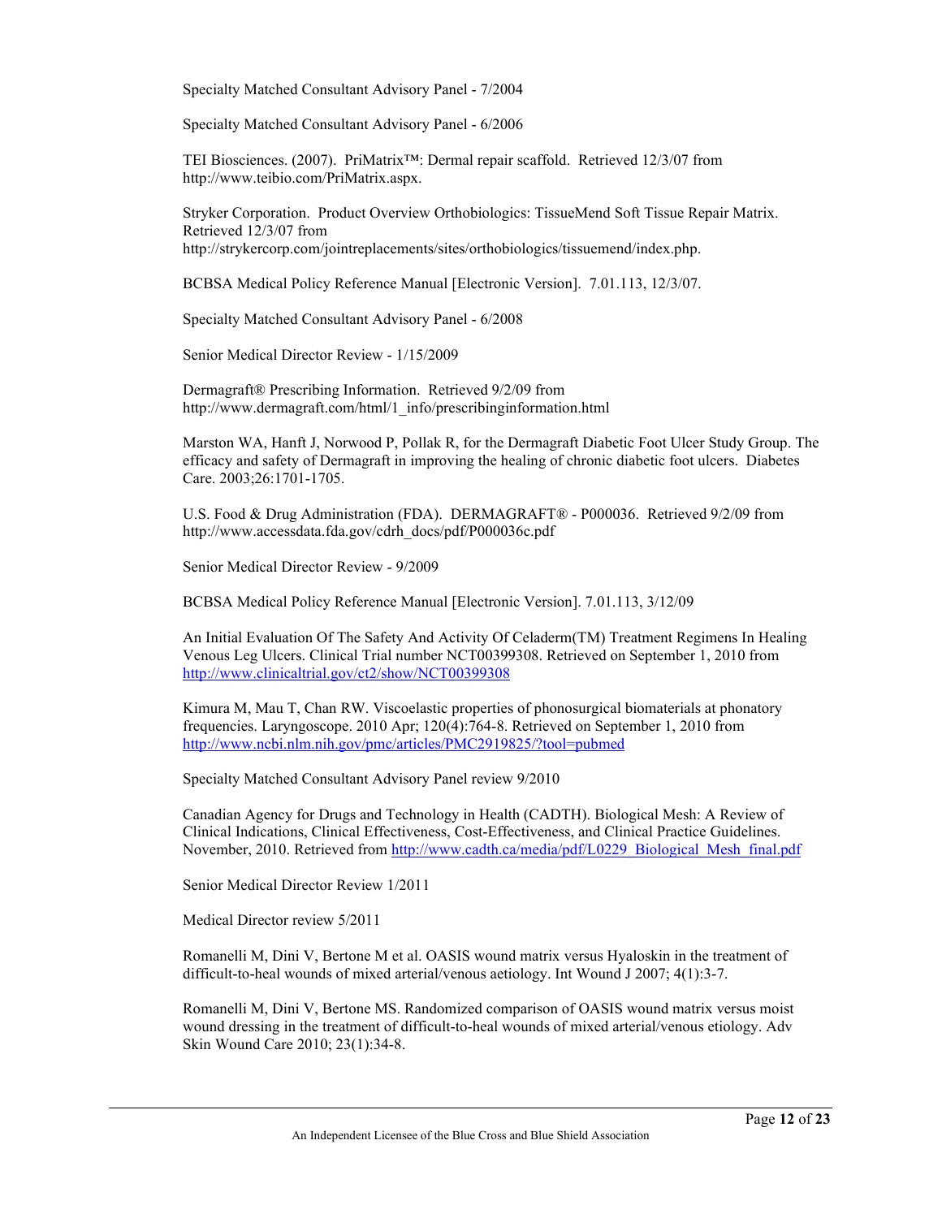Specialty Matched Consultant Advisory Panel - 7/2004

Specialty Matched Consultant Advisory Panel - 6/2006

TEI Biosciences. (2007). PriMatrix™: Dermal repair scaffold. Retrieved 12/3/07 from http://www.teibio.com/PriMatrix.aspx.

Stryker Corporation. Product Overview Orthobiologics: TissueMend Soft Tissue Repair Matrix. Retrieved 12/3/07 from http://strykercorp.com/jointreplacements/sites/orthobiologics/tissuemend/index.php.

BCBSA Medical Policy Reference Manual [Electronic Version]. 7.01.113, 12/3/07.

Specialty Matched Consultant Advisory Panel - 6/2008

Senior Medical Director Review - 1/15/2009

Dermagraft® Prescribing Information. Retrieved 9/2/09 from http://www.dermagraft.com/html/1_info/prescribinginformation.html

Marston WA, Hanft J, Norwood P, Pollak R, for the Dermagraft Diabetic Foot Ulcer Study Group. The efficacy and safety of Dermagraft in improving the healing of chronic diabetic foot ulcers. Diabetes Care. 2003;26:1701-1705.

U.S. Food & Drug Administration (FDA). DERMAGRAFT® - P000036. Retrieved 9/2/09 from http://www.accessdata.fda.gov/cdrh_docs/pdf/P000036c.pdf

Senior Medical Director Review - 9/2009

BCBSA Medical Policy Reference Manual [Electronic Version]. 7.01.113, 3/12/09

An Initial Evaluation Of The Safety And Activity Of Celaderm(TM) Treatment Regimens In Healing Venous Leg Ulcers. Clinical Trial number NCT00399308. Retrieved on September 1, 2010 from http://www.clinicaltrial.gov/ct2/show/NCT00399308

Kimura M, Mau T, Chan RW. Viscoelastic properties of phonosurgical biomaterials at phonatory frequencies. Laryngoscope. 2010 Apr; 120(4):764-8. Retrieved on September 1, 2010 from http://www.ncbi.nlm.nih.gov/pmc/articles/PMC2919825/?tool=pubmed

Specialty Matched Consultant Advisory Panel review 9/2010

Canadian Agency for Drugs and Technology in Health (CADTH). Biological Mesh: A Review of Clinical Indications, Clinical Effectiveness, Cost-Effectiveness, and Clinical Practice Guidelines. November, 2010. Retrieved from http://www.cadth.ca/media/pdf/L0229_Biological_Mesh_final.pdf

Senior Medical Director Review 1/2011

Medical Director review 5/2011

Romanelli M, Dini V, Bertone M et al. OASIS wound matrix versus Hyaloskin in the treatment of difficult-to-heal wounds of mixed arterial/venous aetiology. Int Wound J 2007; 4(1):3-7.

Romanelli M, Dini V, Bertone MS. Randomized comparison of OASIS wound matrix versus moist wound dressing in the treatment of difficult-to-heal wounds of mixed arterial/venous etiology. Adv Skin Wound Care 2010; 23(1):34-8.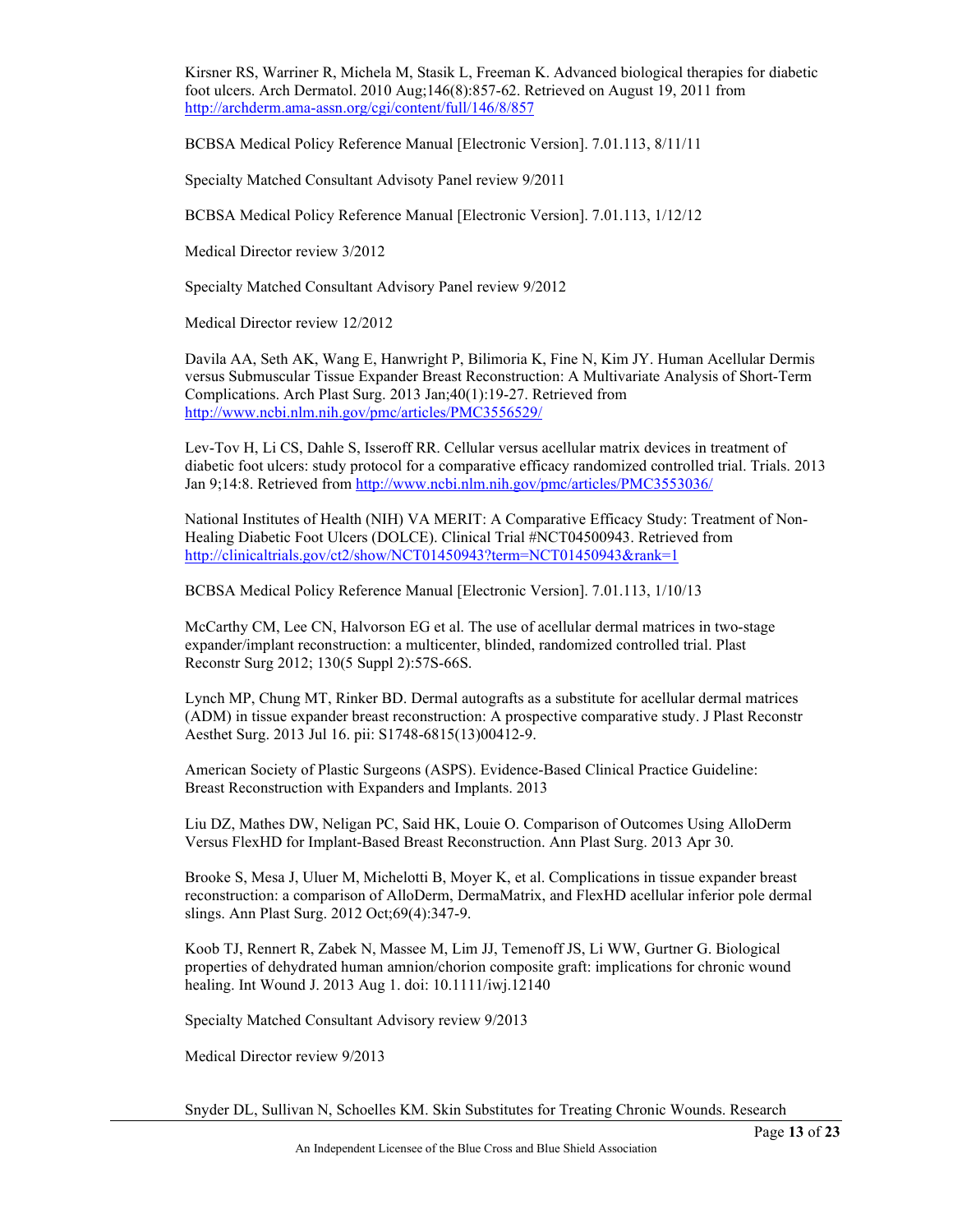Kirsner RS, Warriner R, Michela M, Stasik L, Freeman K. Advanced biological therapies for diabetic foot ulcers. Arch Dermatol. 2010 Aug;146(8):857-62. Retrieved on August 19, 2011 from http://archderm.ama-assn.org/cgi/content/full/146/8/857

BCBSA Medical Policy Reference Manual [Electronic Version]. 7.01.113, 8/11/11

Specialty Matched Consultant Advisoty Panel review 9/2011

BCBSA Medical Policy Reference Manual [Electronic Version]. 7.01.113, 1/12/12

Medical Director review 3/2012

Specialty Matched Consultant Advisory Panel review 9/2012

Medical Director review 12/2012

Davila AA, Seth AK, Wang E, Hanwright P, Bilimoria K, Fine N, Kim JY. Human Acellular Dermis versus Submuscular Tissue Expander Breast Reconstruction: A Multivariate Analysis of Short-Term Complications. Arch Plast Surg. 2013 Jan;40(1):19-27. Retrieved from http://www.ncbi.nlm.nih.gov/pmc/articles/PMC3556529/

Lev-Tov H, Li CS, Dahle S, Isseroff RR. Cellular versus acellular matrix devices in treatment of diabetic foot ulcers: study protocol for a comparative efficacy randomized controlled trial. Trials. 2013 Jan 9;14:8. Retrieved from http://www.ncbi.nlm.nih.gov/pmc/articles/PMC3553036/

National Institutes of Health (NIH) VA MERIT: A Comparative Efficacy Study: Treatment of Non-Healing Diabetic Foot Ulcers (DOLCE). Clinical Trial #NCT04500943. Retrieved from http://clinicaltrials.gov/ct2/show/NCT01450943?term=NCT01450943&rank=1

BCBSA Medical Policy Reference Manual [Electronic Version]. 7.01.113, 1/10/13

McCarthy CM, Lee CN, Halvorson EG et al. The use of acellular dermal matrices in two-stage expander/implant reconstruction: a multicenter, blinded, randomized controlled trial. Plast Reconstr Surg 2012; 130(5 Suppl 2):57S-66S.

Lynch MP, Chung MT, Rinker BD. Dermal autografts as a substitute for acellular dermal matrices (ADM) in tissue expander breast reconstruction: A prospective comparative study. J Plast Reconstr Aesthet Surg. 2013 Jul 16. pii: S1748-6815(13)00412-9.

American Society of Plastic Surgeons (ASPS). Evidence-Based Clinical Practice Guideline: Breast Reconstruction with Expanders and Implants. 2013

Liu DZ, Mathes DW, Neligan PC, Said HK, Louie O. Comparison of Outcomes Using AlloDerm Versus FlexHD for Implant-Based Breast Reconstruction. Ann Plast Surg. 2013 Apr 30.

Brooke S, Mesa J, Uluer M, Michelotti B, Moyer K, et al. Complications in tissue expander breast reconstruction: a comparison of AlloDerm, DermaMatrix, and FlexHD acellular inferior pole dermal slings. Ann Plast Surg. 2012 Oct;69(4):347-9.

Koob TJ, Rennert R, Zabek N, Massee M, Lim JJ, Temenoff JS, Li WW, Gurtner G. Biological properties of dehydrated human amnion/chorion composite graft: implications for chronic wound healing. Int Wound J. 2013 Aug 1. doi: 10.1111/iwj.12140

Specialty Matched Consultant Advisory review 9/2013

Medical Director review 9/2013

Snyder DL, Sullivan N, Schoelles KM. Skin Substitutes for Treating Chronic Wounds. Research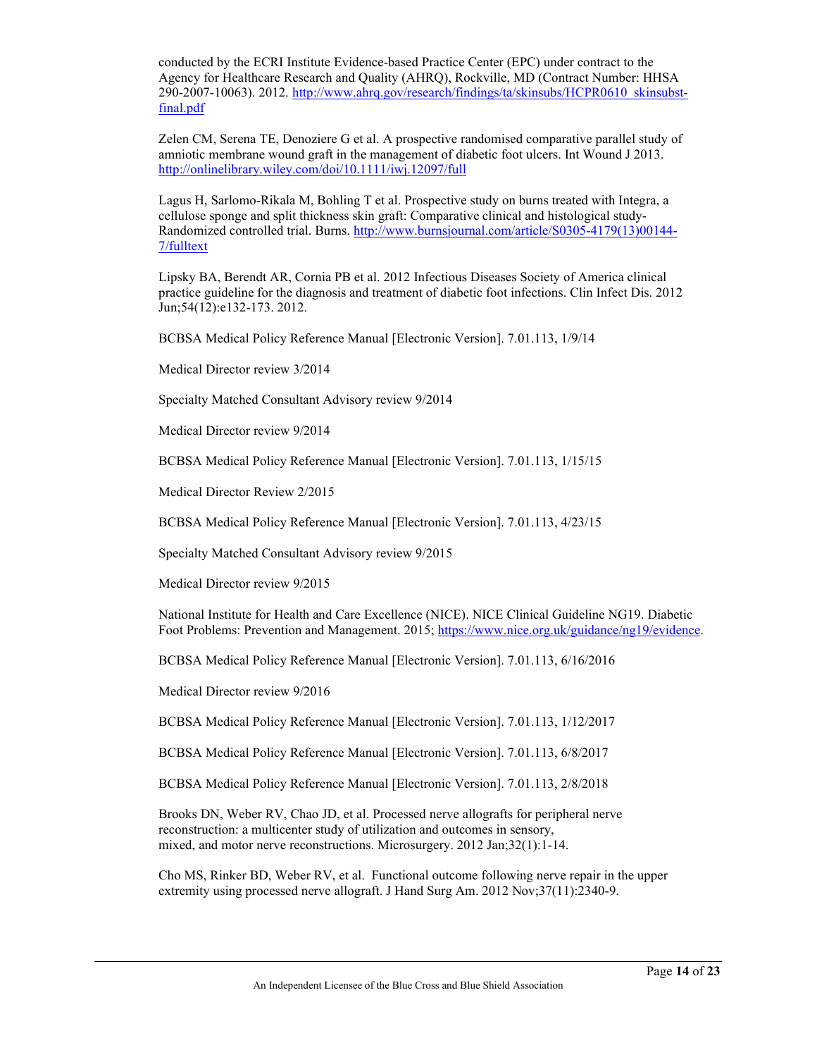conducted by the ECRI Institute Evidence-based Practice Center (EPC) under contract to the Agency for Healthcare Research and Quality (AHRQ), Rockville, MD (Contract Number: HHSA 290-2007-10063). 2012. [http://www.ahrq.gov/research/findings/ta/skinsubs/HCPR0610_skinsubst-final.pdf](http://www.ahrq.gov/research/findings/ta/skinsubs/HCPR0610_skinsubst-final.pdf)

Zelen CM, Serena TE, Denoziere G et al. A prospective randomised comparative parallel study of amniotic membrane wound graft in the management of diabetic foot ulcers. Int Wound J 2013. [http://onlinelibrary.wiley.com/doi/10.1111/iwj.12097/full](http://onlinelibrary.wiley.com/doi/10.1111/iwj.12097/full)

Lagus H, Sarlomo-Rikala M, Bohling T et al. Prospective study on burns treated with Integra, a cellulose sponge and split thickness skin graft: Comparative clinical and histological study-Randomized controlled trial. Burns. [http://www.burnsjournal.com/article/S0305-4179(13)00144-7/fulltext](http://www.burnsjournal.com/article/S0305-4179(13)00144-7/fulltext)

Lipsky BA, Berendt AR, Cornia PB et al. 2012 Infectious Diseases Society of America clinical practice guideline for the diagnosis and treatment of diabetic foot infections. Clin Infect Dis. 2012 Jun;54(12):e132-173. 2012.

BCBSA Medical Policy Reference Manual [Electronic Version]. 7.01.113, 1/9/14

Medical Director review 3/2014

Specialty Matched Consultant Advisory review 9/2014

Medical Director review 9/2014

BCBSA Medical Policy Reference Manual [Electronic Version]. 7.01.113, 1/15/15

Medical Director Review 2/2015

BCBSA Medical Policy Reference Manual [Electronic Version]. 7.01.113, 4/23/15

Specialty Matched Consultant Advisory review 9/2015

Medical Director review 9/2015

National Institute for Health and Care Excellence (NICE). NICE Clinical Guideline NG19. Diabetic Foot Problems: Prevention and Management. 2015; [https://www.nice.org.uk/guidance/ng19/evidence](https://www.nice.org.uk/guidance/ng19/evidence).

BCBSA Medical Policy Reference Manual [Electronic Version]. 7.01.113, 6/16/2016

Medical Director review 9/2016

BCBSA Medical Policy Reference Manual [Electronic Version]. 7.01.113, 1/12/2017

BCBSA Medical Policy Reference Manual [Electronic Version]. 7.01.113, 6/8/2017

BCBSA Medical Policy Reference Manual [Electronic Version]. 7.01.113, 2/8/2018

Brooks DN, Weber RV, Chao JD, et al. Processed nerve allografts for peripheral nerve reconstruction: a multicenter study of utilization and outcomes in sensory, mixed, and motor nerve reconstructions. Microsurgery. 2012 Jan;32(1):1-14.

Cho MS, Rinker BD, Weber RV, et al. Functional outcome following nerve repair in the upper extremity using processed nerve allograft. J Hand Surg Am. 2012 Nov;37(11):2340-9.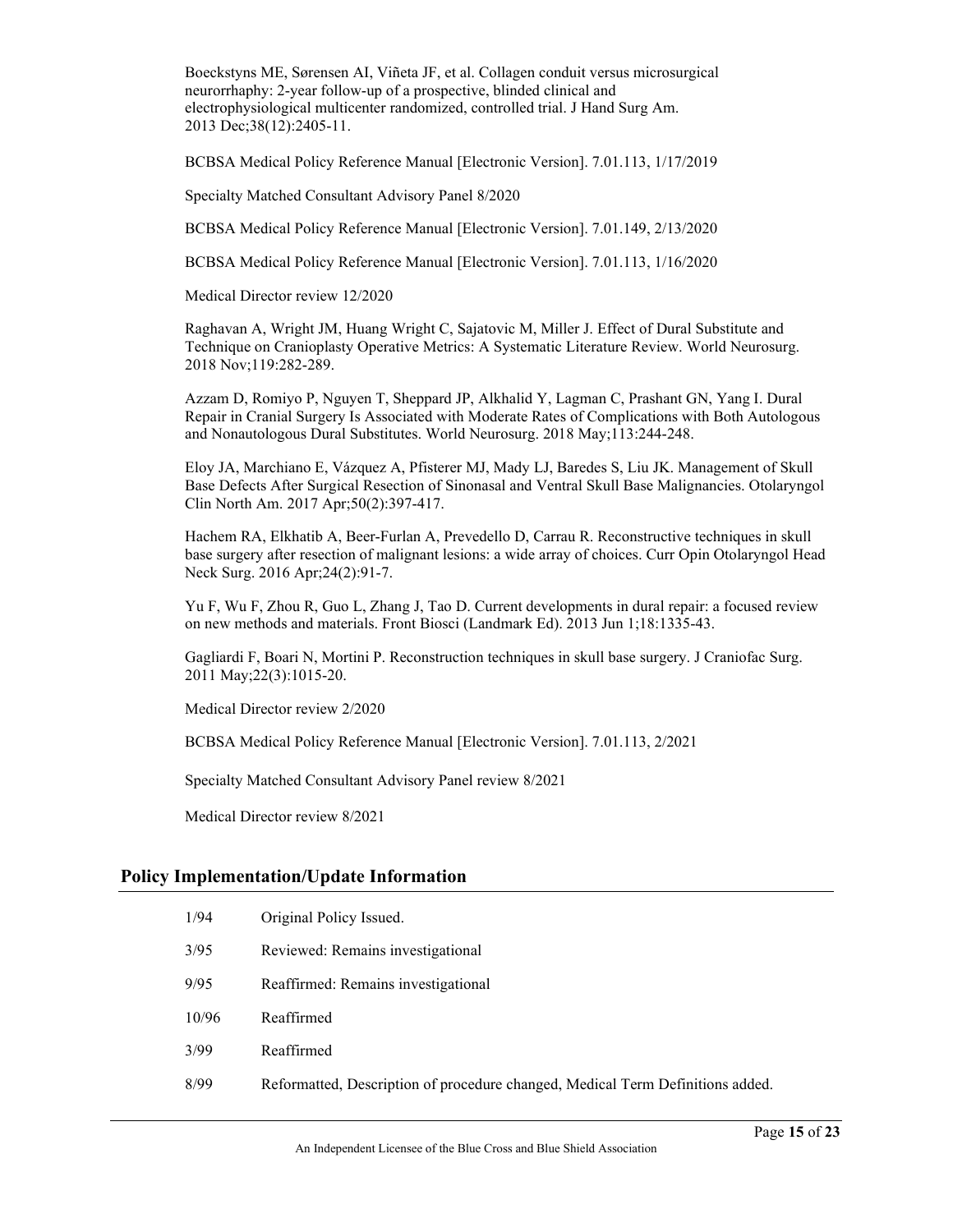Boeckstyns ME, Sørensen AI, Viñeta JF, et al. Collagen conduit versus microsurgical neurorrhaphy: 2-year follow-up of a prospective, blinded clinical and electrophysiological multicenter randomized, controlled trial. J Hand Surg Am. 2013 Dec;38(12):2405-11.

BCBSA Medical Policy Reference Manual [Electronic Version]. 7.01.113, 1/17/2019

Specialty Matched Consultant Advisory Panel 8/2020

BCBSA Medical Policy Reference Manual [Electronic Version]. 7.01.149, 2/13/2020

BCBSA Medical Policy Reference Manual [Electronic Version]. 7.01.113, 1/16/2020

Medical Director review 12/2020

Raghavan A, Wright JM, Huang Wright C, Sajatovic M, Miller J. Effect of Dural Substitute and Technique on Cranioplasty Operative Metrics: A Systematic Literature Review. World Neurosurg. 2018 Nov;119:282-289.

Azzam D, Romiyo P, Nguyen T, Sheppard JP, Alkhalid Y, Lagman C, Prashant GN, Yang I. Dural Repair in Cranial Surgery Is Associated with Moderate Rates of Complications with Both Autologous and Nonautologous Dural Substitutes. World Neurosurg. 2018 May;113:244-248.

Eloy JA, Marchiano E, Vázquez A, Pfisterer MJ, Mady LJ, Baredes S, Liu JK. Management of Skull Base Defects After Surgical Resection of Sinonasal and Ventral Skull Base Malignancies. Otolaryngol Clin North Am. 2017 Apr;50(2):397-417.

Hachem RA, Elkhatib A, Beer-Furlan A, Prevedello D, Carrau R. Reconstructive techniques in skull base surgery after resection of malignant lesions: a wide array of choices. Curr Opin Otolaryngol Head Neck Surg. 2016 Apr;24(2):91-7.

Yu F, Wu F, Zhou R, Guo L, Zhang J, Tao D. Current developments in dural repair: a focused review on new methods and materials. Front Biosci (Landmark Ed). 2013 Jun 1;18:1335-43.

Gagliardi F, Boari N, Mortini P. Reconstruction techniques in skull base surgery. J Craniofac Surg. 2011 May;22(3):1015-20.

Medical Director review 2/2020

BCBSA Medical Policy Reference Manual [Electronic Version]. 7.01.113, 2/2021

Specialty Matched Consultant Advisory Panel review 8/2021

Medical Director review 8/2021

## Policy Implementation/Update Information

| | |
|---|---|
| 1/94 | Original Policy Issued. |
| 3/95 | Reviewed: Remains investigational |
| 9/95 | Reaffirmed: Remains investigational |
| 10/96 | Reaffirmed |
| 3/99 | Reaffirmed |
| 8/99 | Reformatted, Description of procedure changed, Medical Term Definitions added. |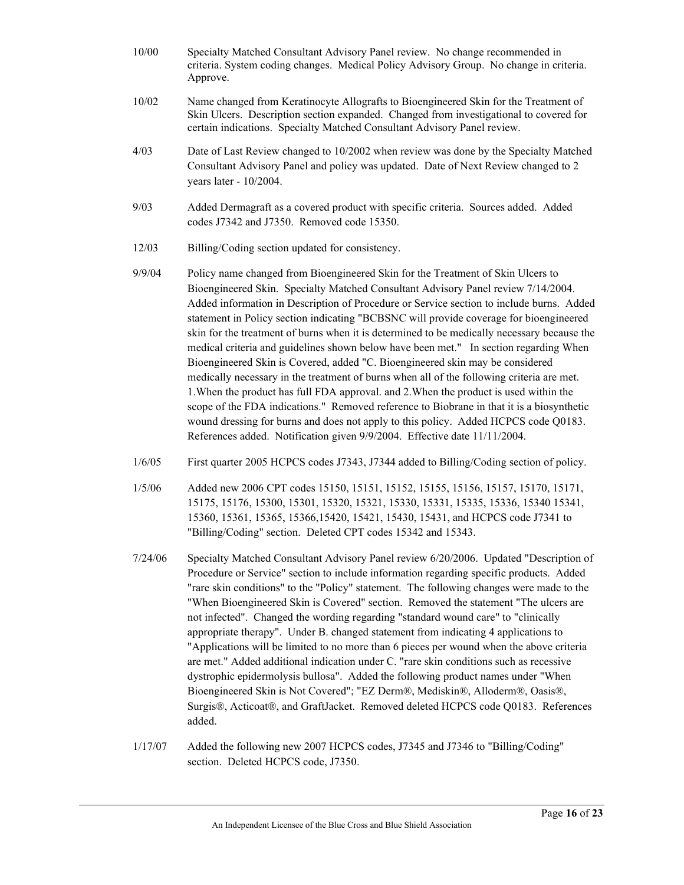10/00 Specialty Matched Consultant Advisory Panel review. No change recommended in criteria. System coding changes. Medical Policy Advisory Group. No change in criteria. Approve.

10/02 Name changed from Keratinocyte Allografts to Bioengineered Skin for the Treatment of Skin Ulcers. Description section expanded. Changed from investigational to covered for certain indications. Specialty Matched Consultant Advisory Panel review.

4/03 Date of Last Review changed to 10/2002 when review was done by the Specialty Matched Consultant Advisory Panel and policy was updated. Date of Next Review changed to 2 years later - 10/2004.

9/03 Added Dermagraft as a covered product with specific criteria. Sources added. Added codes J7342 and J7350. Removed code 15350.

12/03 Billing/Coding section updated for consistency.

9/9/04 Policy name changed from Bioengineered Skin for the Treatment of Skin Ulcers to Bioengineered Skin. Specialty Matched Consultant Advisory Panel review 7/14/2004. Added information in Description of Procedure or Service section to include burns. Added statement in Policy section indicating "BCBSNC will provide coverage for bioengineered skin for the treatment of burns when it is determined to be medically necessary because the medical criteria and guidelines shown below have been met." In section regarding When Bioengineered Skin is Covered, added "C. Bioengineered skin may be considered medically necessary in the treatment of burns when all of the following criteria are met. 1.When the product has full FDA approval. and 2.When the product is used within the scope of the FDA indications." Removed reference to Biobrane in that it is a biosynthetic wound dressing for burns and does not apply to this policy. Added HCPCS code Q0183. References added. Notification given 9/9/2004. Effective date 11/11/2004.

1/6/05 First quarter 2005 HCPCS codes J7343, J7344 added to Billing/Coding section of policy.

1/5/06 Added new 2006 CPT codes 15150, 15151, 15152, 15155, 15156, 15157, 15170, 15171, 15175, 15176, 15300, 15301, 15320, 15321, 15330, 15331, 15335, 15336, 15340 15341, 15360, 15361, 15365, 15366,15420, 15421, 15430, 15431, and HCPCS code J7341 to "Billing/Coding" section. Deleted CPT codes 15342 and 15343.

7/24/06 Specialty Matched Consultant Advisory Panel review 6/20/2006. Updated "Description of Procedure or Service" section to include information regarding specific products. Added "rare skin conditions" to the "Policy" statement. The following changes were made to the "When Bioengineered Skin is Covered" section. Removed the statement "The ulcers are not infected". Changed the wording regarding "standard wound care" to "clinically appropriate therapy". Under B. changed statement from indicating 4 applications to "Applications will be limited to no more than 6 pieces per wound when the above criteria are met." Added additional indication under C. "rare skin conditions such as recessive dystrophic epidermolysis bullosa". Added the following product names under "When Bioengineered Skin is Not Covered"; "EZ Derm®, Mediskin®, Alloderm®, Oasis®, Surgis®, Acticoat®, and GraftJacket. Removed deleted HCPCS code Q0183. References added.

1/17/07 Added the following new 2007 HCPCS codes, J7345 and J7346 to "Billing/Coding" section. Deleted HCPCS code, J7350.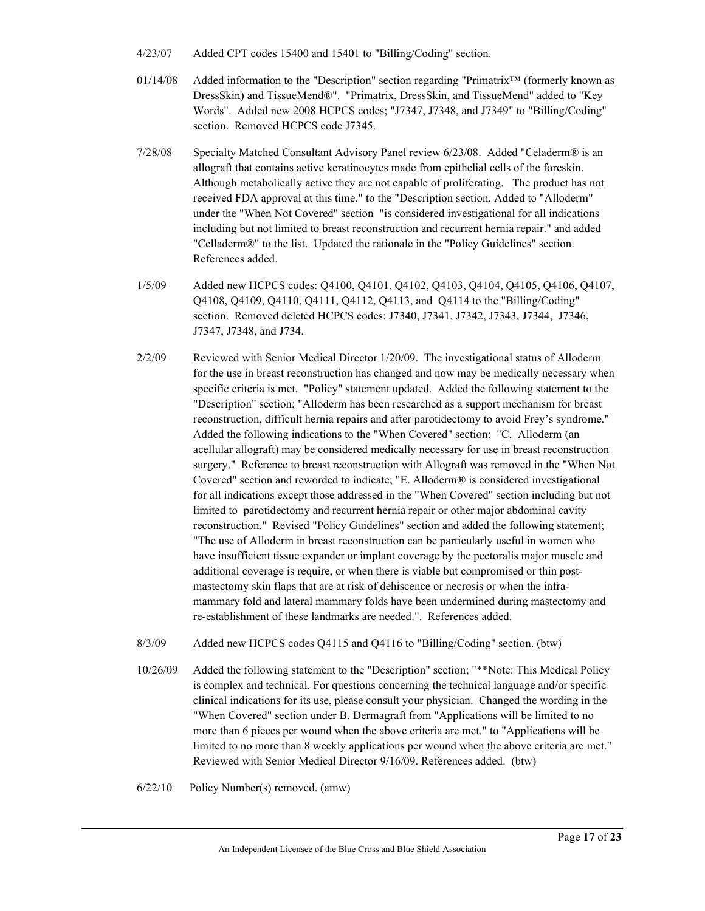4/23/07 Added CPT codes 15400 and 15401 to "Billing/Coding" section.

01/14/08 Added information to the "Description" section regarding "Primatrix™ (formerly known as DressSkin) and TissueMend®". "Primatrix, DressSkin, and TissueMend" added to "Key Words". Added new 2008 HCPCS codes; "J7347, J7348, and J7349" to "Billing/Coding" section. Removed HCPCS code J7345.

7/28/08 Specialty Matched Consultant Advisory Panel review 6/23/08. Added "Celaderm® is an allograft that contains active keratinocytes made from epithelial cells of the foreskin. Although metabolically active they are not capable of proliferating. The product has not received FDA approval at this time." to the "Description section. Added to "Alloderm" under the "When Not Covered" section "is considered investigational for all indications including but not limited to breast reconstruction and recurrent hernia repair." and added "Celladerm®" to the list. Updated the rationale in the "Policy Guidelines" section. References added.

1/5/09 Added new HCPCS codes: Q4100, Q4101. Q4102, Q4103, Q4104, Q4105, Q4106, Q4107, Q4108, Q4109, Q4110, Q4111, Q4112, Q4113, and Q4114 to the "Billing/Coding" section. Removed deleted HCPCS codes: J7340, J7341, J7342, J7343, J7344, J7346, J7347, J7348, and J734.

2/2/09 Reviewed with Senior Medical Director 1/20/09. The investigational status of Alloderm for the use in breast reconstruction has changed and now may be medically necessary when specific criteria is met. "Policy" statement updated. Added the following statement to the "Description" section; "Alloderm has been researched as a support mechanism for breast reconstruction, difficult hernia repairs and after parotidectomy to avoid Frey's syndrome." Added the following indications to the "When Covered" section: "C. Alloderm (an acellular allograft) may be considered medically necessary for use in breast reconstruction surgery." Reference to breast reconstruction with Allograft was removed in the "When Not Covered" section and reworded to indicate; "E. Alloderm® is considered investigational for all indications except those addressed in the "When Covered" section including but not limited to parotidectomy and recurrent hernia repair or other major abdominal cavity reconstruction." Revised "Policy Guidelines" section and added the following statement; "The use of Alloderm in breast reconstruction can be particularly useful in women who have insufficient tissue expander or implant coverage by the pectoralis major muscle and additional coverage is require, or when there is viable but compromised or thin post-mastectomy skin flaps that are at risk of dehiscence or necrosis or when the infra-mammary fold and lateral mammary folds have been undermined during mastectomy and re-establishment of these landmarks are needed.". References added.

8/3/09 Added new HCPCS codes Q4115 and Q4116 to "Billing/Coding" section. (btw)

10/26/09 Added the following statement to the "Description" section; "**Note: This Medical Policy is complex and technical. For questions concerning the technical language and/or specific clinical indications for its use, please consult your physician. Changed the wording in the "When Covered" section under B. Dermagraft from "Applications will be limited to no more than 6 pieces per wound when the above criteria are met." to "Applications will be limited to no more than 8 weekly applications per wound when the above criteria are met." Reviewed with Senior Medical Director 9/16/09. References added. (btw)

6/22/10 Policy Number(s) removed. (amw)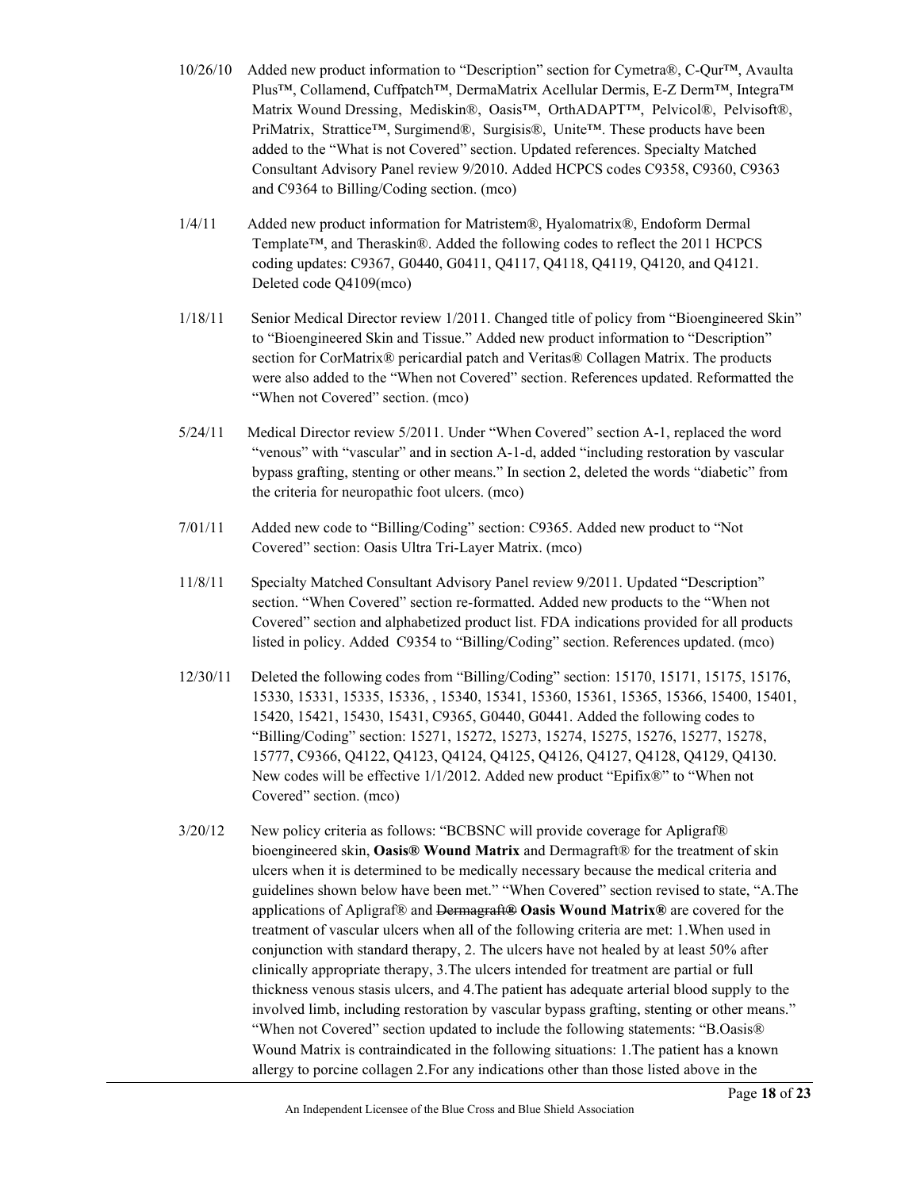10/26/10 Added new product information to "Description" section for Cymetra®, C-Qur™, Avaulta Plus™, Collamend, Cuffpatch™, DermaMatrix Acellular Dermis, E-Z Derm™, Integra™ Matrix Wound Dressing, Mediskin®, Oasis™, OrthADAPT™, Pelvicol®, Pelvisoft®, PriMatrix, Strattice™, Surgimend®, Surgisis®, Unite™. These products have been added to the "What is not Covered" section. Updated references. Specialty Matched Consultant Advisory Panel review 9/2010. Added HCPCS codes C9358, C9360, C9363 and C9364 to Billing/Coding section. (mco)

1/4/11 Added new product information for Matristem®, Hyalomatrix®, Endoform Dermal Template™, and Theraskin®. Added the following codes to reflect the 2011 HCPCS coding updates: C9367, G0440, G0411, Q4117, Q4118, Q4119, Q4120, and Q4121. Deleted code Q4109(mco)

1/18/11 Senior Medical Director review 1/2011. Changed title of policy from "Bioengineered Skin" to "Bioengineered Skin and Tissue." Added new product information to "Description" section for CorMatrix® pericardial patch and Veritas® Collagen Matrix. The products were also added to the "When not Covered" section. References updated. Reformatted the "When not Covered" section. (mco)

5/24/11 Medical Director review 5/2011. Under "When Covered" section A-1, replaced the word "venous" with "vascular" and in section A-1-d, added "including restoration by vascular bypass grafting, stenting or other means." In section 2, deleted the words "diabetic" from the criteria for neuropathic foot ulcers. (mco)

7/01/11 Added new code to "Billing/Coding" section: C9365. Added new product to "Not Covered" section: Oasis Ultra Tri-Layer Matrix. (mco)

11/8/11 Specialty Matched Consultant Advisory Panel review 9/2011. Updated "Description" section. "When Covered" section re-formatted. Added new products to the "When not Covered" section and alphabetized product list. FDA indications provided for all products listed in policy. Added C9354 to "Billing/Coding" section. References updated. (mco)

12/30/11 Deleted the following codes from "Billing/Coding" section: 15170, 15171, 15175, 15176, 15330, 15331, 15335, 15336, , 15340, 15341, 15360, 15361, 15365, 15366, 15400, 15401, 15420, 15421, 15430, 15431, C9365, G0440, G0441. Added the following codes to "Billing/Coding" section: 15271, 15272, 15273, 15274, 15275, 15276, 15277, 15278, 15777, C9366, Q4122, Q4123, Q4124, Q4125, Q4126, Q4127, Q4128, Q4129, Q4130. New codes will be effective 1/1/2012. Added new product "Epifix®" to "When not Covered" section. (mco)

3/20/12 New policy criteria as follows: "BCBSNC will provide coverage for Apligraf® bioengineered skin, **Oasis® Wound Matrix** and Dermagraft® for the treatment of skin ulcers when it is determined to be medically necessary because the medical criteria and guidelines shown below have been met." "When Covered" section revised to state, "A.The applications of Apligraf® and ~~Dermagraft®~~ **Oasis Wound Matrix®** are covered for the treatment of vascular ulcers when all of the following criteria are met: 1.When used in conjunction with standard therapy, 2. The ulcers have not healed by at least 50% after clinically appropriate therapy, 3.The ulcers intended for treatment are partial or full thickness venous stasis ulcers, and 4.The patient has adequate arterial blood supply to the involved limb, including restoration by vascular bypass grafting, stenting or other means." "When not Covered" section updated to include the following statements: "B.Oasis® Wound Matrix is contraindicated in the following situations: 1.The patient has a known allergy to porcine collagen 2.For any indications other than those listed above in the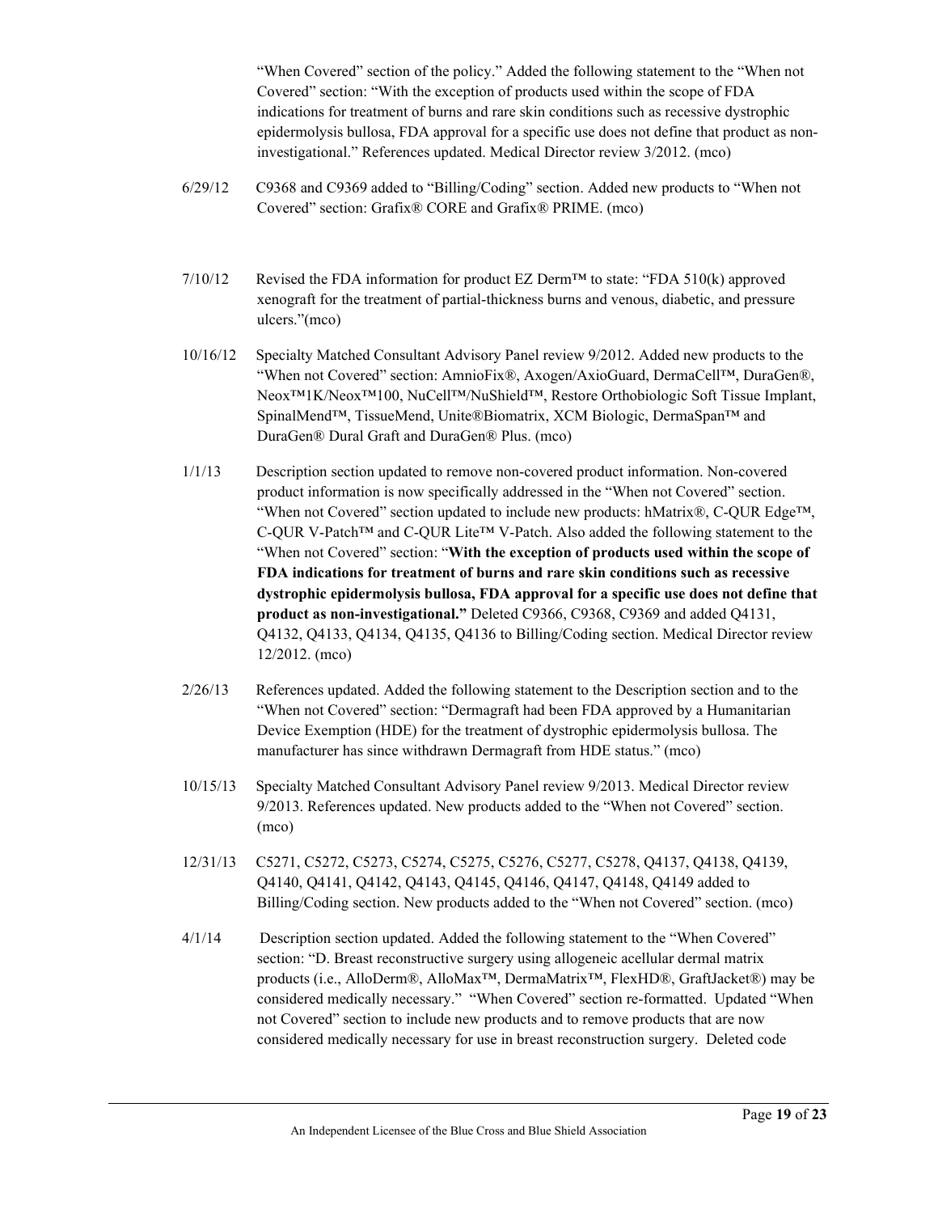"When Covered" section of the policy." Added the following statement to the "When not Covered" section: "With the exception of products used within the scope of FDA indications for treatment of burns and rare skin conditions such as recessive dystrophic epidermolysis bullosa, FDA approval for a specific use does not define that product as non-investigational." References updated. Medical Director review 3/2012. (mco)

6/29/12 C9368 and C9369 added to "Billing/Coding" section. Added new products to "When not Covered" section: Grafix® CORE and Grafix® PRIME. (mco)

7/10/12 Revised the FDA information for product EZ Derm™ to state: "FDA 510(k) approved xenograft for the treatment of partial-thickness burns and venous, diabetic, and pressure ulcers."(mco)

10/16/12 Specialty Matched Consultant Advisory Panel review 9/2012. Added new products to the "When not Covered" section: AmnioFix®, Axogen/AxioGuard, DermaCell™, DuraGen®, Neox™1K/Neox™100, NuCell™/NuShield™, Restore Orthobiologic Soft Tissue Implant, SpinalMend™, TissueMend, Unite®Biomatrix, XCM Biologic, DermaSpan™ and DuraGen® Dural Graft and DuraGen® Plus. (mco)

1/1/13 Description section updated to remove non-covered product information. Non-covered product information is now specifically addressed in the "When not Covered" section. "When not Covered" section updated to include new products: hMatrix®, C-QUR Edge™, C-QUR V-Patch™ and C-QUR Lite™ V-Patch. Also added the following statement to the "When not Covered" section: "**With the exception of products used within the scope of FDA indications for treatment of burns and rare skin conditions such as recessive dystrophic epidermolysis bullosa, FDA approval for a specific use does not define that product as non-investigational."** Deleted C9366, C9368, C9369 and added Q4131, Q4132, Q4133, Q4134, Q4135, Q4136 to Billing/Coding section. Medical Director review 12/2012. (mco)

2/26/13 References updated. Added the following statement to the Description section and to the "When not Covered" section: "Dermagraft had been FDA approved by a Humanitarian Device Exemption (HDE) for the treatment of dystrophic epidermolysis bullosa. The manufacturer has since withdrawn Dermagraft from HDE status." (mco)

10/15/13 Specialty Matched Consultant Advisory Panel review 9/2013. Medical Director review 9/2013. References updated. New products added to the "When not Covered" section. (mco)

12/31/13 C5271, C5272, C5273, C5274, C5275, C5276, C5277, C5278, Q4137, Q4138, Q4139, Q4140, Q4141, Q4142, Q4143, Q4145, Q4146, Q4147, Q4148, Q4149 added to Billing/Coding section. New products added to the "When not Covered" section. (mco)

4/1/14 Description section updated. Added the following statement to the "When Covered" section: "D. Breast reconstructive surgery using allogeneic acellular dermal matrix products (i.e., AlloDerm®, AlloMax™, DermaMatrix™, FlexHD®, GraftJacket®) may be considered medically necessary." "When Covered" section re-formatted. Updated "When not Covered" section to include new products and to remove products that are now considered medically necessary for use in breast reconstruction surgery. Deleted code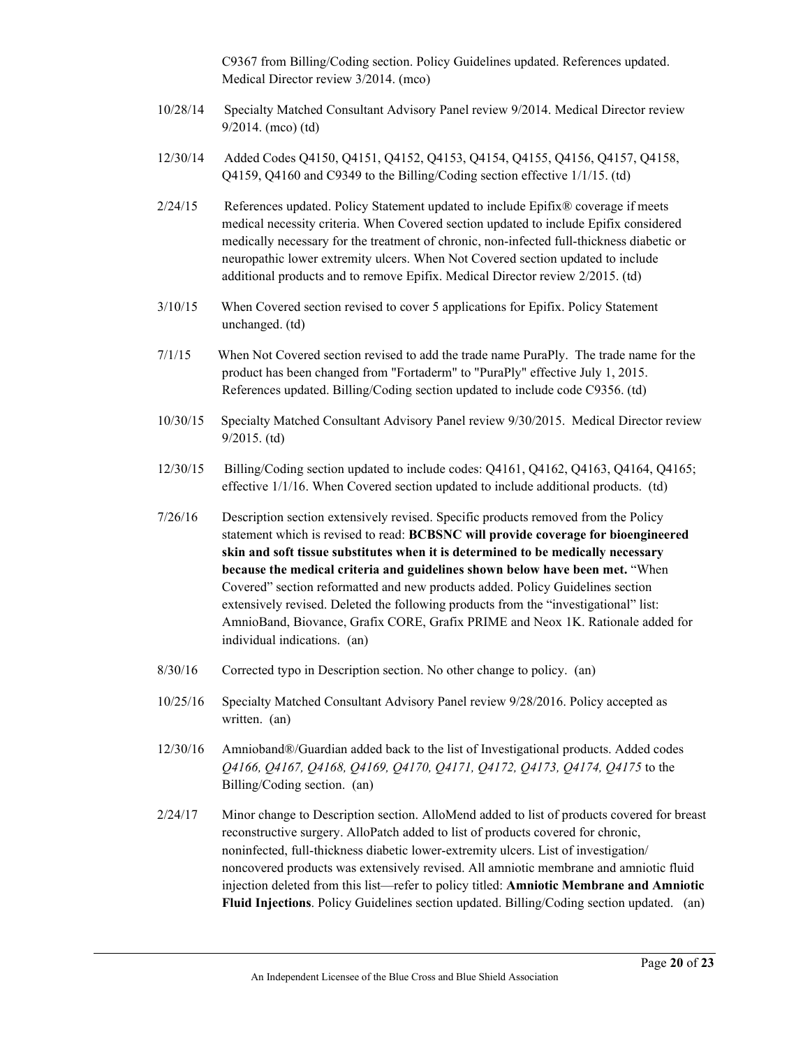C9367 from Billing/Coding section. Policy Guidelines updated. References updated. Medical Director review 3/2014. (mco)

10/28/14 Specialty Matched Consultant Advisory Panel review 9/2014. Medical Director review 9/2014. (mco) (td)

12/30/14 Added Codes Q4150, Q4151, Q4152, Q4153, Q4154, Q4155, Q4156, Q4157, Q4158, Q4159, Q4160 and C9349 to the Billing/Coding section effective 1/1/15. (td)

2/24/15 References updated. Policy Statement updated to include Epifix® coverage if meets medical necessity criteria. When Covered section updated to include Epifix considered medically necessary for the treatment of chronic, non-infected full-thickness diabetic or neuropathic lower extremity ulcers. When Not Covered section updated to include additional products and to remove Epifix. Medical Director review 2/2015. (td)

3/10/15 When Covered section revised to cover 5 applications for Epifix. Policy Statement unchanged. (td)

7/1/15 When Not Covered section revised to add the trade name PuraPly. The trade name for the product has been changed from "Fortaderm" to "PuraPly" effective July 1, 2015. References updated. Billing/Coding section updated to include code C9356. (td)

10/30/15 Specialty Matched Consultant Advisory Panel review 9/30/2015. Medical Director review 9/2015. (td)

12/30/15 Billing/Coding section updated to include codes: Q4161, Q4162, Q4163, Q4164, Q4165; effective 1/1/16. When Covered section updated to include additional products. (td)

7/26/16 Description section extensively revised. Specific products removed from the Policy statement which is revised to read: **BCBSNC will provide coverage for bioengineered skin and soft tissue substitutes when it is determined to be medically necessary because the medical criteria and guidelines shown below have been met.** "When Covered" section reformatted and new products added. Policy Guidelines section extensively revised. Deleted the following products from the "investigational" list: AmnioBand, Biovance, Grafix CORE, Grafix PRIME and Neox 1K. Rationale added for individual indications. (an)

8/30/16 Corrected typo in Description section. No other change to policy. (an)

10/25/16 Specialty Matched Consultant Advisory Panel review 9/28/2016. Policy accepted as written. (an)

12/30/16 Amnioband®/Guardian added back to the list of Investigational products. Added codes *Q4166, Q4167, Q4168, Q4169, Q4170, Q4171, Q4172, Q4173, Q4174, Q4175* to the Billing/Coding section. (an)

2/24/17 Minor change to Description section. AlloMend added to list of products covered for breast reconstructive surgery. AlloPatch added to list of products covered for chronic, noninfected, full-thickness diabetic lower-extremity ulcers. List of investigation/ noncovered products was extensively revised. All amniotic membrane and amniotic fluid injection deleted from this list—refer to policy titled: **Amniotic Membrane and Amniotic Fluid Injections**. Policy Guidelines section updated. Billing/Coding section updated. (an)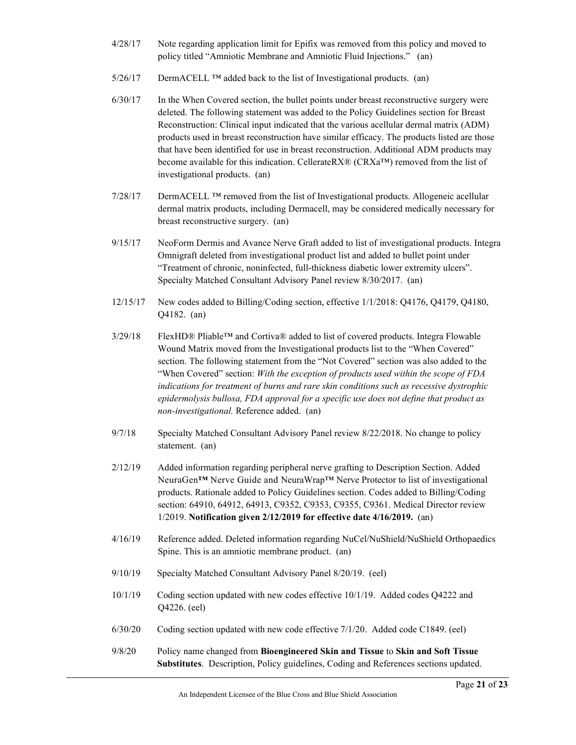4/28/17 Note regarding application limit for Epifix was removed from this policy and moved to policy titled "Amniotic Membrane and Amniotic Fluid Injections." (an)

5/26/17 DermACELL ™ added back to the list of Investigational products. (an)

6/30/17 In the When Covered section, the bullet points under breast reconstructive surgery were deleted. The following statement was added to the Policy Guidelines section for Breast Reconstruction: Clinical input indicated that the various acellular dermal matrix (ADM) products used in breast reconstruction have similar efficacy. The products listed are those that have been identified for use in breast reconstruction. Additional ADM products may become available for this indication. CellerateRX® (CRXa™) removed from the list of investigational products. (an)

7/28/17 DermACELL ™ removed from the list of Investigational products. Allogeneic acellular dermal matrix products, including Dermacell, may be considered medically necessary for breast reconstructive surgery. (an)

9/15/17 NeoForm Dermis and Avance Nerve Graft added to list of investigational products. Integra Omnigraft deleted from investigational product list and added to bullet point under "Treatment of chronic, noninfected, full-thickness diabetic lower extremity ulcers". Specialty Matched Consultant Advisory Panel review 8/30/2017. (an)

12/15/17 New codes added to Billing/Coding section, effective 1/1/2018: Q4176, Q4179, Q4180, Q4182. (an)

3/29/18 FlexHD® Pliable™ and Cortiva® added to list of covered products. Integra Flowable Wound Matrix moved from the Investigational products list to the "When Covered" section. The following statement from the "Not Covered" section was also added to the "When Covered" section: *With the exception of products used within the scope of FDA indications for treatment of burns and rare skin conditions such as recessive dystrophic epidermolysis bullosa, FDA approval for a specific use does not define that product as non-investigational.* Reference added. (an)

9/7/18 Specialty Matched Consultant Advisory Panel review 8/22/2018. No change to policy statement. (an)

2/12/19 Added information regarding peripheral nerve grafting to Description Section. Added NeuraGen™ Nerve Guide and NeuraWrap™ Nerve Protector to list of investigational products. Rationale added to Policy Guidelines section. Codes added to Billing/Coding section: 64910, 64912, 64913, C9352, C9353, C9355, C9361. Medical Director review 1/2019. **Notification given 2/12/2019 for effective date 4/16/2019.** (an)

4/16/19 Reference added. Deleted information regarding NuCel/NuShield/NuShield Orthopaedics Spine. This is an amniotic membrane product. (an)

9/10/19 Specialty Matched Consultant Advisory Panel 8/20/19. (eel)

10/1/19 Coding section updated with new codes effective 10/1/19. Added codes Q4222 and Q4226. (eel)

6/30/20 Coding section updated with new code effective 7/1/20. Added code C1849. (eel)

9/8/20 Policy name changed from **Bioengineered Skin and Tissue** to **Skin and Soft Tissue Substitutes**. Description, Policy guidelines, Coding and References sections updated.

An Independent Licensee of the Blue Cross and Blue Shield Association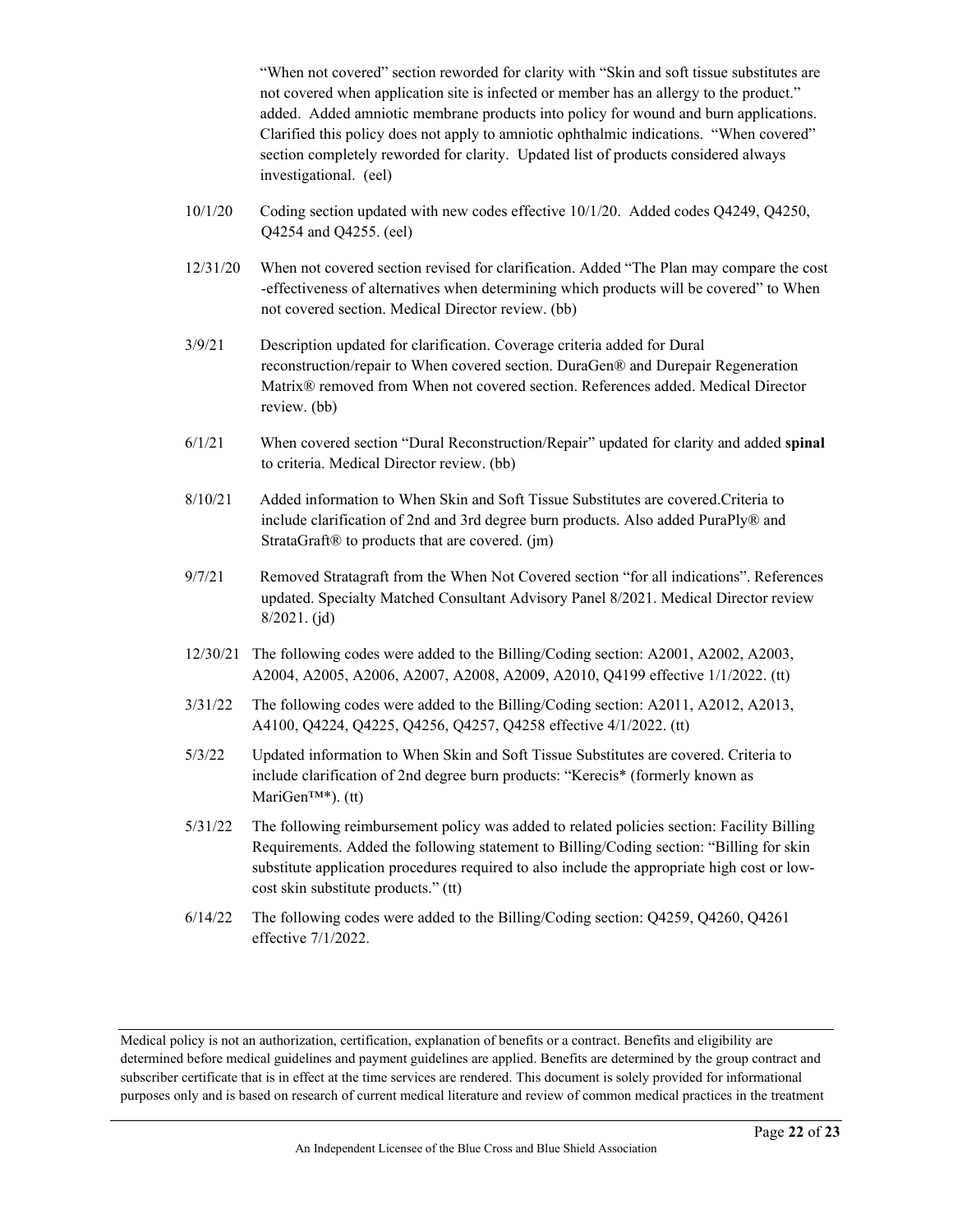"When not covered" section reworded for clarity with "Skin and soft tissue substitutes are not covered when application site is infected or member has an allergy to the product." added. Added amniotic membrane products into policy for wound and burn applications. Clarified this policy does not apply to amniotic ophthalmic indications. "When covered" section completely reworded for clarity. Updated list of products considered always investigational. (eel)

10/1/20 Coding section updated with new codes effective 10/1/20. Added codes Q4249, Q4250, Q4254 and Q4255. (eel)

12/31/20 When not covered section revised for clarification. Added "The Plan may compare the cost -effectiveness of alternatives when determining which products will be covered" to When not covered section. Medical Director review. (bb)

3/9/21 Description updated for clarification. Coverage criteria added for Dural reconstruction/repair to When covered section. DuraGen® and Durepair Regeneration Matrix® removed from When not covered section. References added. Medical Director review. (bb)

6/1/21 When covered section "Dural Reconstruction/Repair" updated for clarity and added **spinal** to criteria. Medical Director review. (bb)

8/10/21 Added information to When Skin and Soft Tissue Substitutes are covered.Criteria to include clarification of 2nd and 3rd degree burn products. Also added PuraPly® and StrataGraft® to products that are covered. (jm)

9/7/21 Removed Stratagraft from the When Not Covered section "for all indications". References updated. Specialty Matched Consultant Advisory Panel 8/2021. Medical Director review 8/2021. (jd)

12/30/21 The following codes were added to the Billing/Coding section: A2001, A2002, A2003, A2004, A2005, A2006, A2007, A2008, A2009, A2010, Q4199 effective 1/1/2022. (tt)

3/31/22 The following codes were added to the Billing/Coding section: A2011, A2012, A2013, A4100, Q4224, Q4225, Q4256, Q4257, Q4258 effective 4/1/2022. (tt)

5/3/22 Updated information to When Skin and Soft Tissue Substitutes are covered. Criteria to include clarification of 2nd degree burn products: "Kerecis* (formerly known as MariGen™*). (tt)

5/31/22 The following reimbursement policy was added to related policies section: Facility Billing Requirements. Added the following statement to Billing/Coding section: "Billing for skin substitute application procedures required to also include the appropriate high cost or low-cost skin substitute products." (tt)

6/14/22 The following codes were added to the Billing/Coding section: Q4259, Q4260, Q4261 effective 7/1/2022.

Medical policy is not an authorization, certification, explanation of benefits or a contract. Benefits and eligibility are determined before medical guidelines and payment guidelines are applied. Benefits are determined by the group contract and subscriber certificate that is in effect at the time services are rendered. This document is solely provided for informational purposes only and is based on research of current medical literature and review of common medical practices in the treatment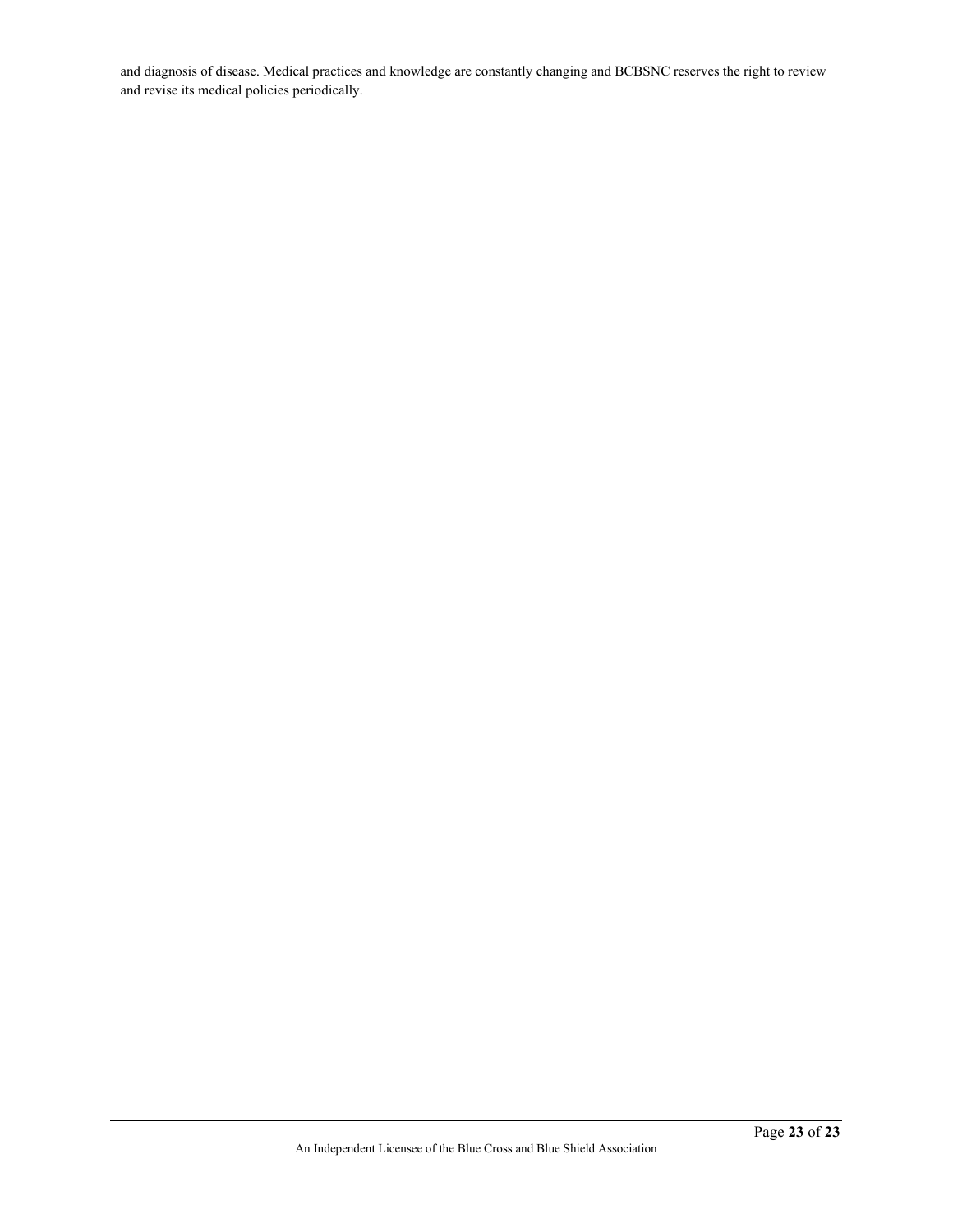and diagnosis of disease. Medical practices and knowledge are constantly changing and BCBSNC reserves the right to review and revise its medical policies periodically.